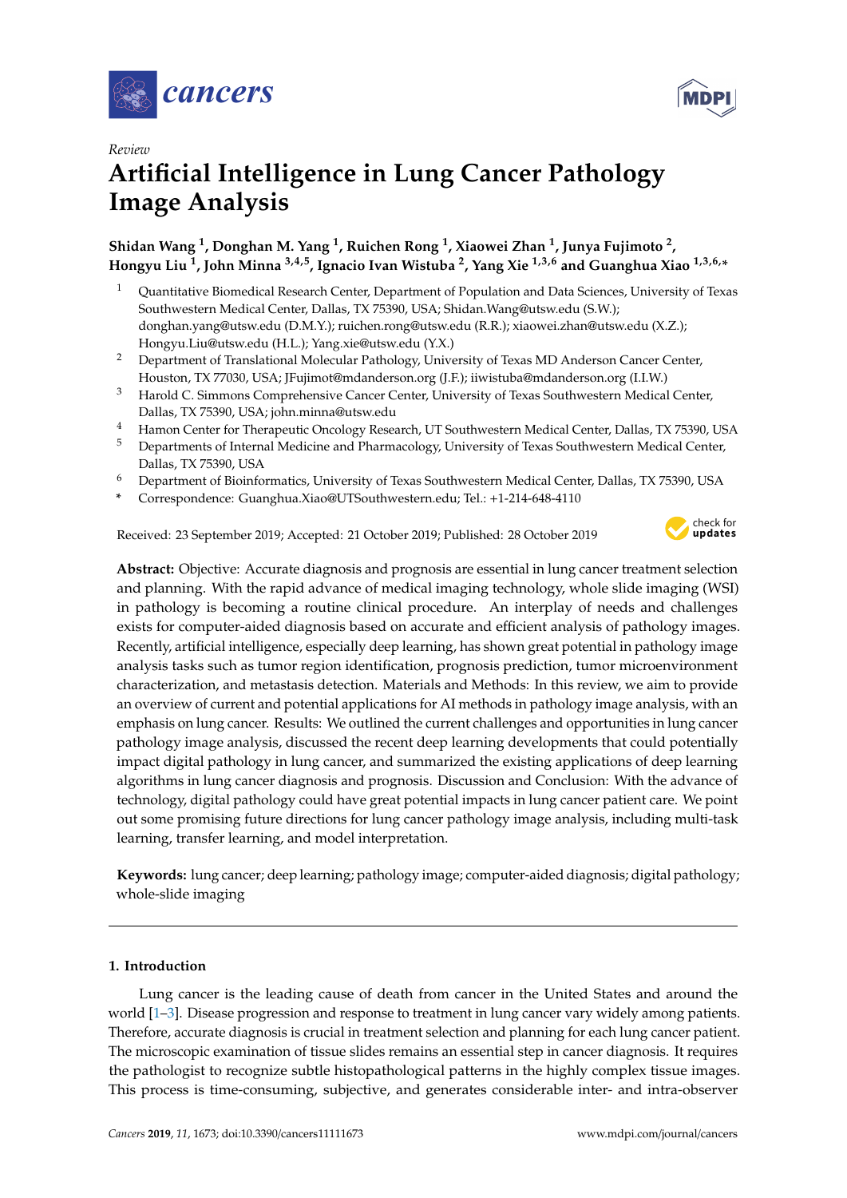*Review*

# Artificial Intelligence in Lung Cancer Pathology Image Analysis

**Shidan Wang [1], Donghan M. Yang [1], Ruichen Rong [1], Xiaowei Zhan [1], Junya Fujimoto [2], Hongyu Liu [1], John Minna [3,4,5], Ignacio Ivan Wistuba [2], Yang Xie [1,3,6] and Guanghua Xiao [1,3,6,*]**

1. Quantitative Biomedical Research Center, Department of Population and Data Sciences, University of Texas Southwestern Medical Center, Dallas, TX 75390, USA; Shidan.Wang@utsw.edu (S.W.); donghan.yang@utsw.edu (D.M.Y.); ruichen.rong@utsw.edu (R.R.); xiaowei.zhan@utsw.edu (X.Z.); Hongyu.Liu@utsw.edu (H.L.); Yang.xie@utsw.edu (Y.X.)
2. Department of Translational Molecular Pathology, University of Texas MD Anderson Cancer Center, Houston, TX 77030, USA; JFujimot@mdanderson.org (J.F.); iiwistuba@mdanderson.org (I.I.W.)
3. Harold C. Simmons Comprehensive Cancer Center, University of Texas Southwestern Medical Center, Dallas, TX 75390, USA; john.minna@utsw.edu
4. Hamon Center for Therapeutic Oncology Research, UT Southwestern Medical Center, Dallas, TX 75390, USA
5. Departments of Internal Medicine and Pharmacology, University of Texas Southwestern Medical Center, Dallas, TX 75390, USA
6. Department of Bioinformatics, University of Texas Southwestern Medical Center, Dallas, TX 75390, USA

\* Correspondence: Guanghua.Xiao@UTSouthwestern.edu; Tel.: +1-214-648-4110

Received: 23 September 2019; Accepted: 21 October 2019; Published: 28 October 2019

**Abstract:** Objective: Accurate diagnosis and prognosis are essential in lung cancer treatment selection and planning. With the rapid advance of medical imaging technology, whole slide imaging (WSI) in pathology is becoming a routine clinical procedure. An interplay of needs and challenges exists for computer-aided diagnosis based on accurate and efficient analysis of pathology images. Recently, artificial intelligence, especially deep learning, has shown great potential in pathology image analysis tasks such as tumor region identification, prognosis prediction, tumor microenvironment characterization, and metastasis detection. Materials and Methods: In this review, we aim to provide an overview of current and potential applications for AI methods in pathology image analysis, with an emphasis on lung cancer. Results: We outlined the current challenges and opportunities in lung cancer pathology image analysis, discussed the recent deep learning developments that could potentially impact digital pathology in lung cancer, and summarized the existing applications of deep learning algorithms in lung cancer diagnosis and prognosis. Discussion and Conclusion: With the advance of technology, digital pathology could have great potential impacts in lung cancer patient care. We point out some promising future directions for lung cancer pathology image analysis, including multi-task learning, transfer learning, and model interpretation.

**Keywords:** lung cancer; deep learning; pathology image; computer-aided diagnosis; digital pathology; whole-slide imaging

## 1. Introduction

Lung cancer is the leading cause of death from cancer in the United States and around the world [1–3]. Disease progression and response to treatment in lung cancer vary widely among patients. Therefore, accurate diagnosis is crucial in treatment selection and planning for each lung cancer patient. The microscopic examination of tissue slides remains an essential step in cancer diagnosis. It requires the pathologist to recognize subtle histopathological patterns in the highly complex tissue images. This process is time-consuming, subjective, and generates considerable inter- and intra-observer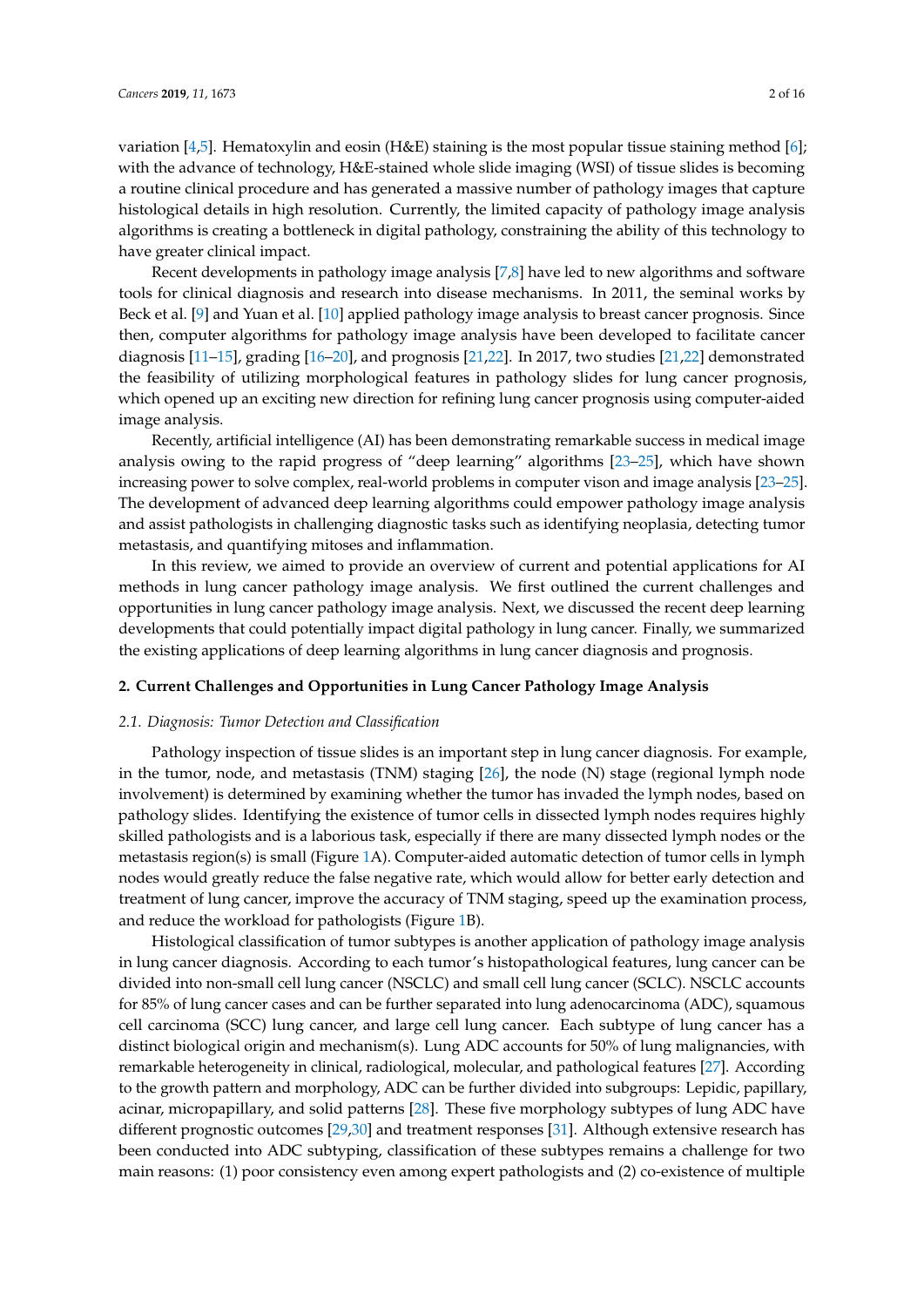variation [4,5]. Hematoxylin and eosin (H&E) staining is the most popular tissue staining method [6]; with the advance of technology, H&E-stained whole slide imaging (WSI) of tissue slides is becoming a routine clinical procedure and has generated a massive number of pathology images that capture histological details in high resolution. Currently, the limited capacity of pathology image analysis algorithms is creating a bottleneck in digital pathology, constraining the ability of this technology to have greater clinical impact.

Recent developments in pathology image analysis [7,8] have led to new algorithms and software tools for clinical diagnosis and research into disease mechanisms. In 2011, the seminal works by Beck et al. [9] and Yuan et al. [10] applied pathology image analysis to breast cancer prognosis. Since then, computer algorithms for pathology image analysis have been developed to facilitate cancer diagnosis [11–15], grading [16–20], and prognosis [21,22]. In 2017, two studies [21,22] demonstrated the feasibility of utilizing morphological features in pathology slides for lung cancer prognosis, which opened up an exciting new direction for refining lung cancer prognosis using computer-aided image analysis.

Recently, artificial intelligence (AI) has been demonstrating remarkable success in medical image analysis owing to the rapid progress of "deep learning" algorithms [23–25], which have shown increasing power to solve complex, real-world problems in computer vison and image analysis [23–25]. The development of advanced deep learning algorithms could empower pathology image analysis and assist pathologists in challenging diagnostic tasks such as identifying neoplasia, detecting tumor metastasis, and quantifying mitoses and inflammation.

In this review, we aimed to provide an overview of current and potential applications for AI methods in lung cancer pathology image analysis. We first outlined the current challenges and opportunities in lung cancer pathology image analysis. Next, we discussed the recent deep learning developments that could potentially impact digital pathology in lung cancer. Finally, we summarized the existing applications of deep learning algorithms in lung cancer diagnosis and prognosis.

## 2. Current Challenges and Opportunities in Lung Cancer Pathology Image Analysis

### *2.1. Diagnosis: Tumor Detection and Classification*

Pathology inspection of tissue slides is an important step in lung cancer diagnosis. For example, in the tumor, node, and metastasis (TNM) staging [26], the node (N) stage (regional lymph node involvement) is determined by examining whether the tumor has invaded the lymph nodes, based on pathology slides. Identifying the existence of tumor cells in dissected lymph nodes requires highly skilled pathologists and is a laborious task, especially if there are many dissected lymph nodes or the metastasis region(s) is small (Figure 1A). Computer-aided automatic detection of tumor cells in lymph nodes would greatly reduce the false negative rate, which would allow for better early detection and treatment of lung cancer, improve the accuracy of TNM staging, speed up the examination process, and reduce the workload for pathologists (Figure 1B).

Histological classification of tumor subtypes is another application of pathology image analysis in lung cancer diagnosis. According to each tumor's histopathological features, lung cancer can be divided into non-small cell lung cancer (NSCLC) and small cell lung cancer (SCLC). NSCLC accounts for 85% of lung cancer cases and can be further separated into lung adenocarcinoma (ADC), squamous cell carcinoma (SCC) lung cancer, and large cell lung cancer. Each subtype of lung cancer has a distinct biological origin and mechanism(s). Lung ADC accounts for 50% of lung malignancies, with remarkable heterogeneity in clinical, radiological, molecular, and pathological features [27]. According to the growth pattern and morphology, ADC can be further divided into subgroups: Lepidic, papillary, acinar, micropapillary, and solid patterns [28]. These five morphology subtypes of lung ADC have different prognostic outcomes [29,30] and treatment responses [31]. Although extensive research has been conducted into ADC subtyping, classification of these subtypes remains a challenge for two main reasons: (1) poor consistency even among expert pathologists and (2) co-existence of multiple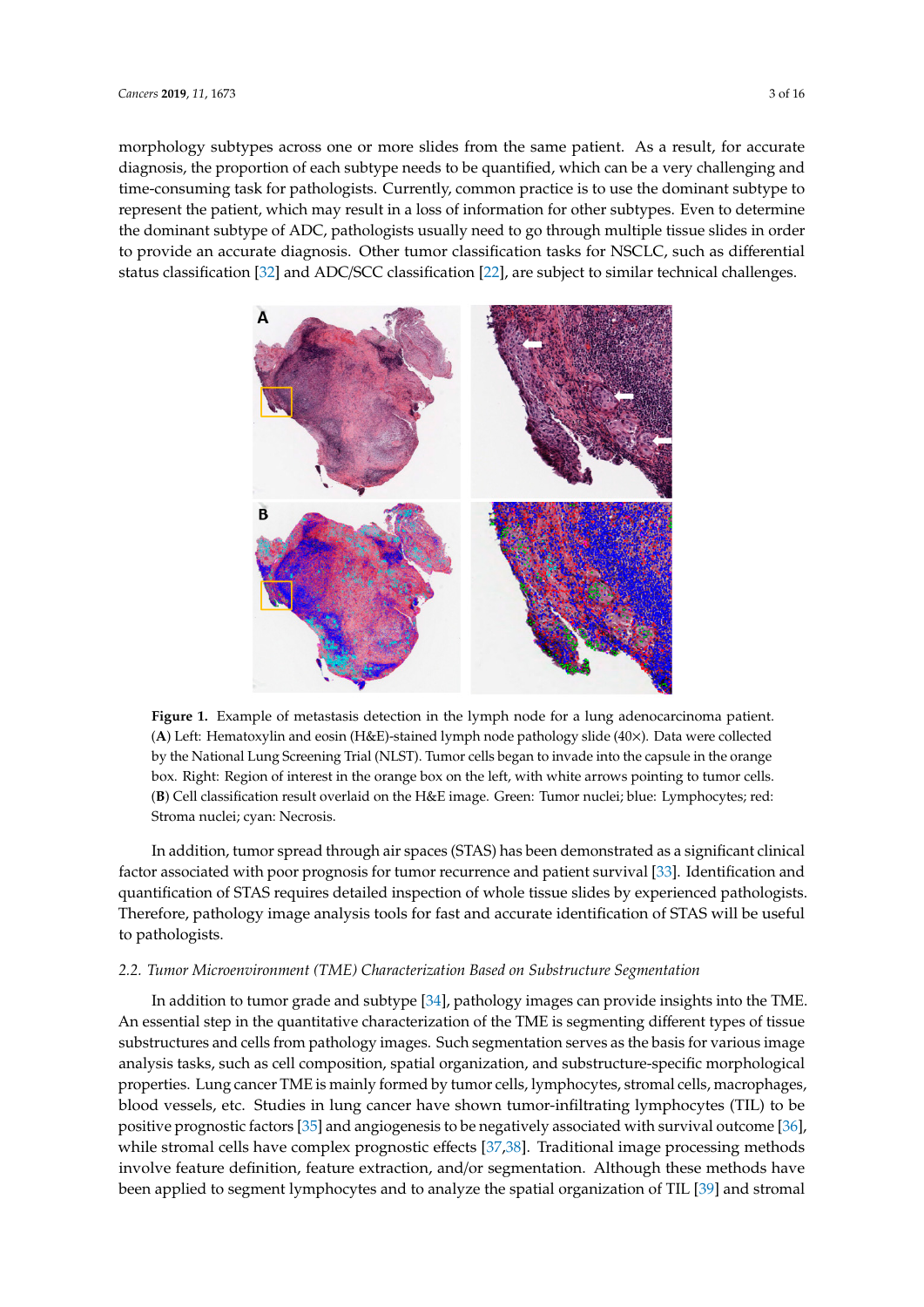morphology subtypes across one or more slides from the same patient. As a result, for accurate diagnosis, the proportion of each subtype needs to be quantified, which can be a very challenging and time-consuming task for pathologists. Currently, common practice is to use the dominant subtype to represent the patient, which may result in a loss of information for other subtypes. Even to determine the dominant subtype of ADC, pathologists usually need to go through multiple tissue slides in order to provide an accurate diagnosis. Other tumor classification tasks for NSCLC, such as differential status classification [32] and ADC/SCC classification [22], are subject to similar technical challenges.

**Figure 1.** Example of metastasis detection in the lymph node for a lung adenocarcinoma patient. (**A**) Left: Hematoxylin and eosin (H&E)-stained lymph node pathology slide (40×). Data were collected by the National Lung Screening Trial (NLST). Tumor cells began to invade into the capsule in the orange box. Right: Region of interest in the orange box on the left, with white arrows pointing to tumor cells. (**B**) Cell classification result overlaid on the H&E image. Green: Tumor nuclei; blue: Lymphocytes; red: Stroma nuclei; cyan: Necrosis.

In addition, tumor spread through air spaces (STAS) has been demonstrated as a significant clinical factor associated with poor prognosis for tumor recurrence and patient survival [33]. Identification and quantification of STAS requires detailed inspection of whole tissue slides by experienced pathologists. Therefore, pathology image analysis tools for fast and accurate identification of STAS will be useful to pathologists.

### 2.2. Tumor Microenvironment (TME) Characterization Based on Substructure Segmentation

In addition to tumor grade and subtype [34], pathology images can provide insights into the TME. An essential step in the quantitative characterization of the TME is segmenting different types of tissue substructures and cells from pathology images. Such segmentation serves as the basis for various image analysis tasks, such as cell composition, spatial organization, and substructure-specific morphological properties. Lung cancer TME is mainly formed by tumor cells, lymphocytes, stromal cells, macrophages, blood vessels, etc. Studies in lung cancer have shown tumor-infiltrating lymphocytes (TIL) to be positive prognostic factors [35] and angiogenesis to be negatively associated with survival outcome [36], while stromal cells have complex prognostic effects [37,38]. Traditional image processing methods involve feature definition, feature extraction, and/or segmentation. Although these methods have been applied to segment lymphocytes and to analyze the spatial organization of TIL [39] and stromal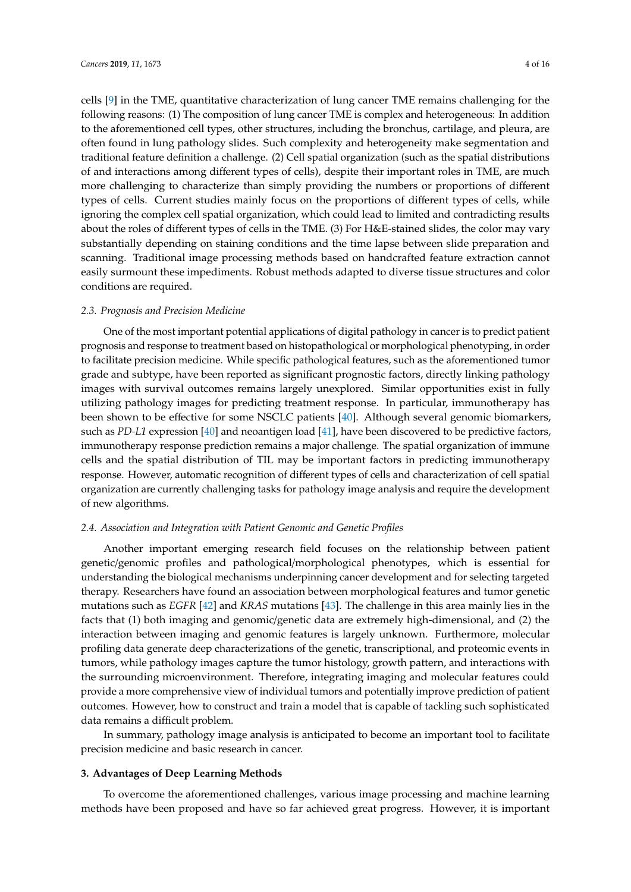cells [9] in the TME, quantitative characterization of lung cancer TME remains challenging for the following reasons: (1) The composition of lung cancer TME is complex and heterogeneous: In addition to the aforementioned cell types, other structures, including the bronchus, cartilage, and pleura, are often found in lung pathology slides. Such complexity and heterogeneity make segmentation and traditional feature definition a challenge. (2) Cell spatial organization (such as the spatial distributions of and interactions among different types of cells), despite their important roles in TME, are much more challenging to characterize than simply providing the numbers or proportions of different types of cells. Current studies mainly focus on the proportions of different types of cells, while ignoring the complex cell spatial organization, which could lead to limited and contradicting results about the roles of different types of cells in the TME. (3) For H&E-stained slides, the color may vary substantially depending on staining conditions and the time lapse between slide preparation and scanning. Traditional image processing methods based on handcrafted feature extraction cannot easily surmount these impediments. Robust methods adapted to diverse tissue structures and color conditions are required.

### *2.3. Prognosis and Precision Medicine*

One of the most important potential applications of digital pathology in cancer is to predict patient prognosis and response to treatment based on histopathological or morphological phenotyping, in order to facilitate precision medicine. While specific pathological features, such as the aforementioned tumor grade and subtype, have been reported as significant prognostic factors, directly linking pathology images with survival outcomes remains largely unexplored. Similar opportunities exist in fully utilizing pathology images for predicting treatment response. In particular, immunotherapy has been shown to be effective for some NSCLC patients [40]. Although several genomic biomarkers, such as *PD-L1* expression [40] and neoantigen load [41], have been discovered to be predictive factors, immunotherapy response prediction remains a major challenge. The spatial organization of immune cells and the spatial distribution of TIL may be important factors in predicting immunotherapy response. However, automatic recognition of different types of cells and characterization of cell spatial organization are currently challenging tasks for pathology image analysis and require the development of new algorithms.

### *2.4. Association and Integration with Patient Genomic and Genetic Profiles*

Another important emerging research field focuses on the relationship between patient genetic/genomic profiles and pathological/morphological phenotypes, which is essential for understanding the biological mechanisms underpinning cancer development and for selecting targeted therapy. Researchers have found an association between morphological features and tumor genetic mutations such as *EGFR* [42] and *KRAS* mutations [43]. The challenge in this area mainly lies in the facts that (1) both imaging and genomic/genetic data are extremely high-dimensional, and (2) the interaction between imaging and genomic features is largely unknown. Furthermore, molecular profiling data generate deep characterizations of the genetic, transcriptional, and proteomic events in tumors, while pathology images capture the tumor histology, growth pattern, and interactions with the surrounding microenvironment. Therefore, integrating imaging and molecular features could provide a more comprehensive view of individual tumors and potentially improve prediction of patient outcomes. However, how to construct and train a model that is capable of tackling such sophisticated data remains a difficult problem.

In summary, pathology image analysis is anticipated to become an important tool to facilitate precision medicine and basic research in cancer.

## **3. Advantages of Deep Learning Methods**

To overcome the aforementioned challenges, various image processing and machine learning methods have been proposed and have so far achieved great progress. However, it is important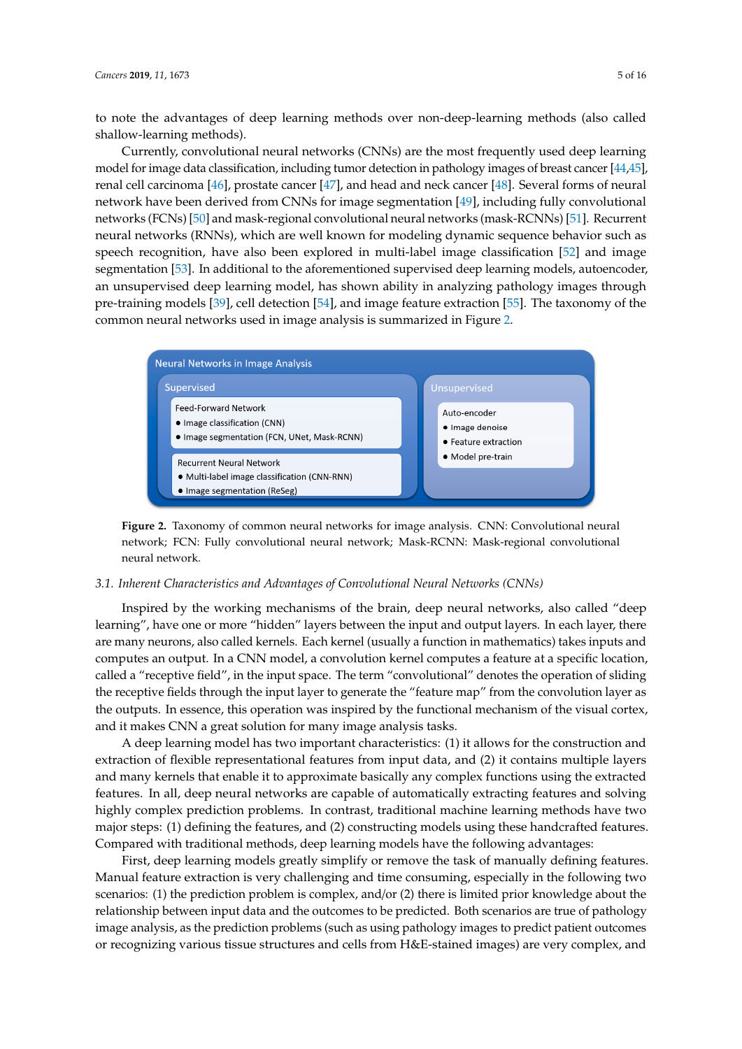to note the advantages of deep learning methods over non-deep-learning methods (also called shallow-learning methods).

Currently, convolutional neural networks (CNNs) are the most frequently used deep learning model for image data classification, including tumor detection in pathology images of breast cancer [44,45], renal cell carcinoma [46], prostate cancer [47], and head and neck cancer [48]. Several forms of neural network have been derived from CNNs for image segmentation [49], including fully convolutional networks (FCNs) [50] and mask-regional convolutional neural networks (mask-RCNNs) [51]. Recurrent neural networks (RNNs), which are well known for modeling dynamic sequence behavior such as speech recognition, have also been explored in multi-label image classification [52] and image segmentation [53]. In additional to the aforementioned supervised deep learning models, autoencoder, an unsupervised deep learning model, has shown ability in analyzing pathology images through pre-training models [39], cell detection [54], and image feature extraction [55]. The taxonomy of the common neural networks used in image analysis is summarized in Figure 2.

Neural Networks in Image Analysis

Supervised

Feed-Forward Network
- Image classification (CNN)
- Image segmentation (FCN, UNet, Mask-RCNN)

Recurrent Neural Network
- Multi-label image classification (CNN-RNN)
- Image segmentation (ReSeg)

Unsupervised

Auto-encoder
- Image denoise
- Feature extraction
- Model pre-train

**Figure 2.** Taxonomy of common neural networks for image analysis. CNN: Convolutional neural network; FCN: Fully convolutional neural network; Mask-RCNN: Mask-regional convolutional neural network.

### *3.1. Inherent Characteristics and Advantages of Convolutional Neural Networks (CNNs)*

Inspired by the working mechanisms of the brain, deep neural networks, also called "deep learning", have one or more "hidden" layers between the input and output layers. In each layer, there are many neurons, also called kernels. Each kernel (usually a function in mathematics) takes inputs and computes an output. In a CNN model, a convolution kernel computes a feature at a specific location, called a "receptive field", in the input space. The term "convolutional" denotes the operation of sliding the receptive fields through the input layer to generate the "feature map" from the convolution layer as the outputs. In essence, this operation was inspired by the functional mechanism of the visual cortex, and it makes CNN a great solution for many image analysis tasks.

A deep learning model has two important characteristics: (1) it allows for the construction and extraction of flexible representational features from input data, and (2) it contains multiple layers and many kernels that enable it to approximate basically any complex functions using the extracted features. In all, deep neural networks are capable of automatically extracting features and solving highly complex prediction problems. In contrast, traditional machine learning methods have two major steps: (1) defining the features, and (2) constructing models using these handcrafted features. Compared with traditional methods, deep learning models have the following advantages:

First, deep learning models greatly simplify or remove the task of manually defining features. Manual feature extraction is very challenging and time consuming, especially in the following two scenarios: (1) the prediction problem is complex, and/or (2) there is limited prior knowledge about the relationship between input data and the outcomes to be predicted. Both scenarios are true of pathology image analysis, as the prediction problems (such as using pathology images to predict patient outcomes or recognizing various tissue structures and cells from H&E-stained images) are very complex, and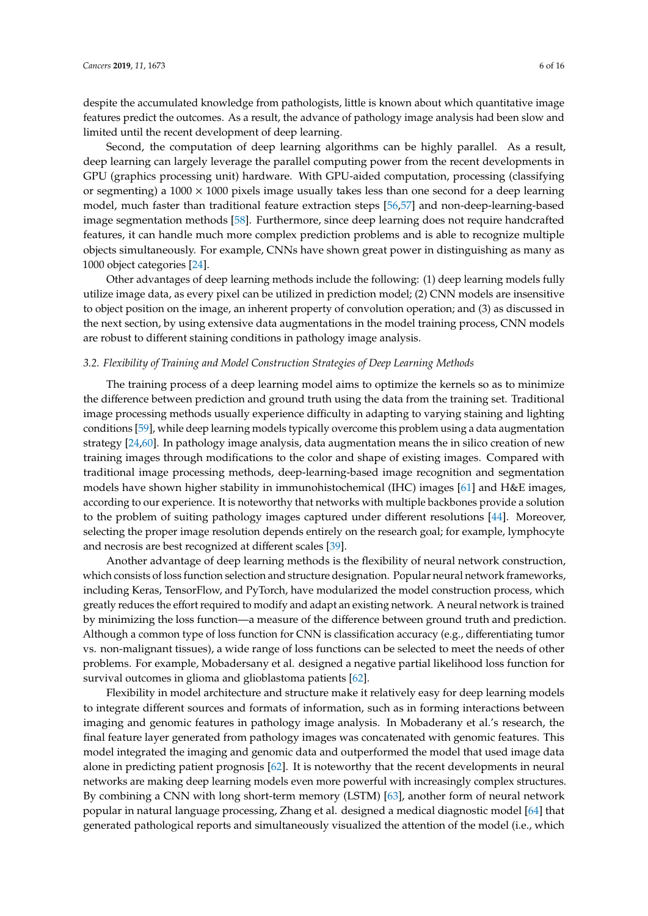despite the accumulated knowledge from pathologists, little is known about which quantitative image features predict the outcomes. As a result, the advance of pathology image analysis had been slow and limited until the recent development of deep learning.

Second, the computation of deep learning algorithms can be highly parallel. As a result, deep learning can largely leverage the parallel computing power from the recent developments in GPU (graphics processing unit) hardware. With GPU-aided computation, processing (classifying or segmenting) a 1000 × 1000 pixels image usually takes less than one second for a deep learning model, much faster than traditional feature extraction steps [56,57] and non-deep-learning-based image segmentation methods [58]. Furthermore, since deep learning does not require handcrafted features, it can handle much more complex prediction problems and is able to recognize multiple objects simultaneously. For example, CNNs have shown great power in distinguishing as many as 1000 object categories [24].

Other advantages of deep learning methods include the following: (1) deep learning models fully utilize image data, as every pixel can be utilized in prediction model; (2) CNN models are insensitive to object position on the image, an inherent property of convolution operation; and (3) as discussed in the next section, by using extensive data augmentations in the model training process, CNN models are robust to different staining conditions in pathology image analysis.

### *3.2. Flexibility of Training and Model Construction Strategies of Deep Learning Methods*

The training process of a deep learning model aims to optimize the kernels so as to minimize the difference between prediction and ground truth using the data from the training set. Traditional image processing methods usually experience difficulty in adapting to varying staining and lighting conditions [59], while deep learning models typically overcome this problem using a data augmentation strategy [24,60]. In pathology image analysis, data augmentation means the in silico creation of new training images through modifications to the color and shape of existing images. Compared with traditional image processing methods, deep-learning-based image recognition and segmentation models have shown higher stability in immunohistochemical (IHC) images [61] and H&E images, according to our experience. It is noteworthy that networks with multiple backbones provide a solution to the problem of suiting pathology images captured under different resolutions [44]. Moreover, selecting the proper image resolution depends entirely on the research goal; for example, lymphocyte and necrosis are best recognized at different scales [39].

Another advantage of deep learning methods is the flexibility of neural network construction, which consists of loss function selection and structure designation. Popular neural network frameworks, including Keras, TensorFlow, and PyTorch, have modularized the model construction process, which greatly reduces the effort required to modify and adapt an existing network. A neural network is trained by minimizing the loss function—a measure of the difference between ground truth and prediction. Although a common type of loss function for CNN is classification accuracy (e.g., differentiating tumor vs. non-malignant tissues), a wide range of loss functions can be selected to meet the needs of other problems. For example, Mobadersany et al. designed a negative partial likelihood loss function for survival outcomes in glioma and glioblastoma patients [62].

Flexibility in model architecture and structure make it relatively easy for deep learning models to integrate different sources and formats of information, such as in forming interactions between imaging and genomic features in pathology image analysis. In Mobaderany et al.'s research, the final feature layer generated from pathology images was concatenated with genomic features. This model integrated the imaging and genomic data and outperformed the model that used image data alone in predicting patient prognosis [62]. It is noteworthy that the recent developments in neural networks are making deep learning models even more powerful with increasingly complex structures. By combining a CNN with long short-term memory (LSTM) [63], another form of neural network popular in natural language processing, Zhang et al. designed a medical diagnostic model [64] that generated pathological reports and simultaneously visualized the attention of the model (i.e., which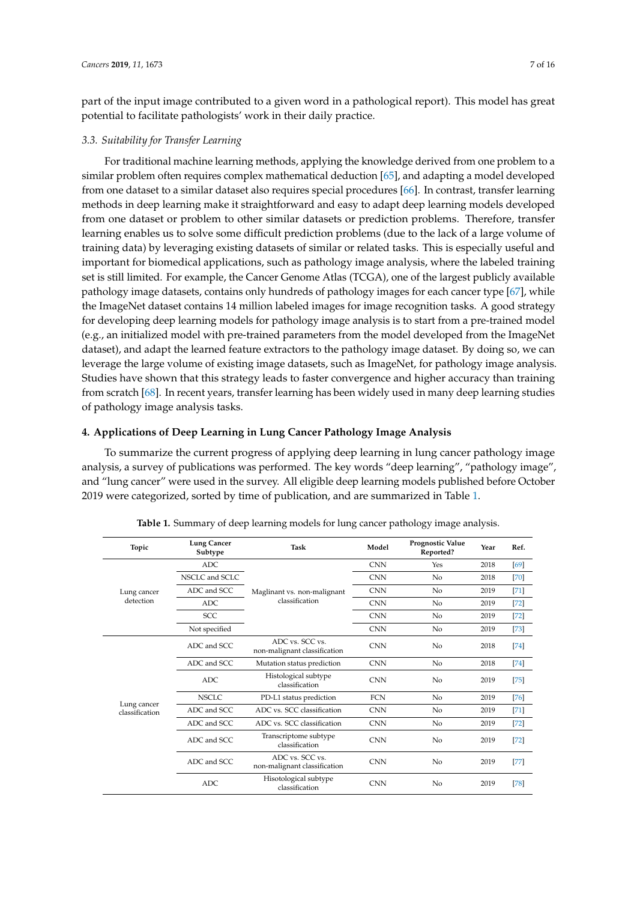part of the input image contributed to a given word in a pathological report). This model has great potential to facilitate pathologists' work in their daily practice.

### *3.3. Suitability for Transfer Learning*

For traditional machine learning methods, applying the knowledge derived from one problem to a similar problem often requires complex mathematical deduction [65], and adapting a model developed from one dataset to a similar dataset also requires special procedures [66]. In contrast, transfer learning methods in deep learning make it straightforward and easy to adapt deep learning models developed from one dataset or problem to other similar datasets or prediction problems. Therefore, transfer learning enables us to solve some difficult prediction problems (due to the lack of a large volume of training data) by leveraging existing datasets of similar or related tasks. This is especially useful and important for biomedical applications, such as pathology image analysis, where the labeled training set is still limited. For example, the Cancer Genome Atlas (TCGA), one of the largest publicly available pathology image datasets, contains only hundreds of pathology images for each cancer type [67], while the ImageNet dataset contains 14 million labeled images for image recognition tasks. A good strategy for developing deep learning models for pathology image analysis is to start from a pre-trained model (e.g., an initialized model with pre-trained parameters from the model developed from the ImageNet dataset), and adapt the learned feature extractors to the pathology image dataset. By doing so, we can leverage the large volume of existing image datasets, such as ImageNet, for pathology image analysis. Studies have shown that this strategy leads to faster convergence and higher accuracy than training from scratch [68]. In recent years, transfer learning has been widely used in many deep learning studies of pathology image analysis tasks.

## **4. Applications of Deep Learning in Lung Cancer Pathology Image Analysis**

To summarize the current progress of applying deep learning in lung cancer pathology image analysis, a survey of publications was performed. The key words "deep learning", "pathology image", and "lung cancer" were used in the survey. All eligible deep learning models published before October 2019 were categorized, sorted by time of publication, and are summarized in Table 1.

**Table 1.** Summary of deep learning models for lung cancer pathology image analysis.

| Topic | Lung Cancer Subtype | Task | Model | Prognostic Value Reported? | Year | Ref. |
|---|---|---|---|---|---|---|
| Lung cancer detection | ADC | Maglinant vs. non-malignant classification | CNN | Yes | 2018 | [69] |
| | NSCLC and SCLC | | CNN | No | 2018 | [70] |
| | ADC and SCC | | CNN | No | 2019 | [71] |
| | ADC | | CNN | No | 2019 | [72] |
| | SCC | | CNN | No | 2019 | [72] |
| | Not specified | | CNN | No | 2019 | [73] |
| Lung cancer classification | ADC and SCC | ADC vs. SCC vs. non-malignant classification | CNN | No | 2018 | [74] |
| | ADC and SCC | Mutation status prediction | CNN | No | 2018 | [74] |
| | ADC | Histological subtype classification | CNN | No | 2019 | [75] |
| | NSCLC | PD-L1 status prediction | FCN | No | 2019 | [76] |
| | ADC and SCC | ADC vs. SCC classification | CNN | No | 2019 | [71] |
| | ADC and SCC | ADC vs. SCC classification | CNN | No | 2019 | [72] |
| | ADC and SCC | Transcriptome subtype classification | CNN | No | 2019 | [72] |
| | ADC and SCC | ADC vs. SCC vs. non-malignant classification | CNN | No | 2019 | [77] |
| | ADC | Hisotological subtype classification | CNN | No | 2019 | [78] |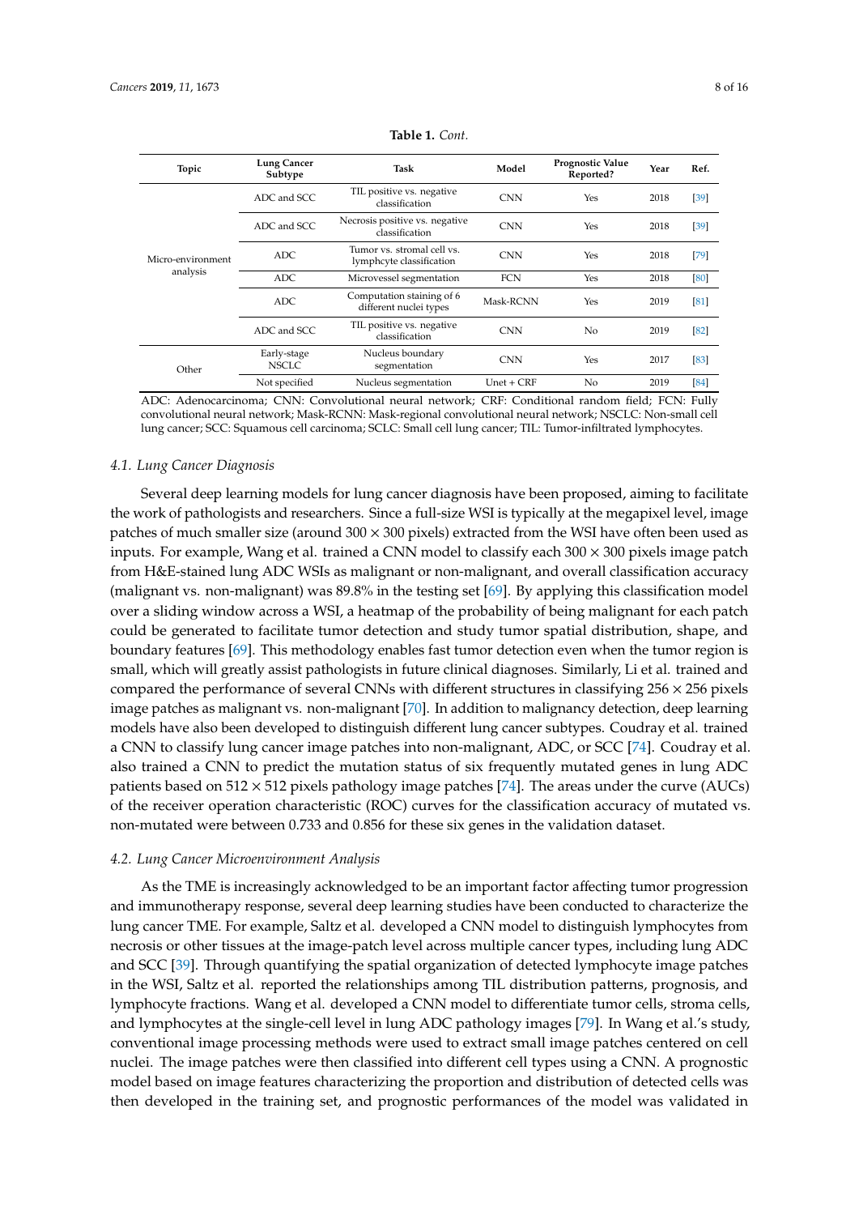**Table 1.** *Cont.*

| Topic | Lung Cancer Subtype | Task | Model | Prognostic Value Reported? | Year | Ref. |
|---|---|---|---|---|---|---|
| Micro-environment analysis | ADC and SCC | TIL positive vs. negative classification | CNN | Yes | 2018 | [39] |
| | ADC and SCC | Necrosis positive vs. negative classification | CNN | Yes | 2018 | [39] |
| | ADC | Tumor vs. stromal cell vs. lymphcyte classification | CNN | Yes | 2018 | [79] |
| | ADC | Microvessel segmentation | FCN | Yes | 2018 | [80] |
| | ADC | Computation staining of 6 different nuclei types | Mask-RCNN | Yes | 2019 | [81] |
| | ADC and SCC | TIL positive vs. negative classification | CNN | No | 2019 | [82] |
| Other | Early-stage NSCLC | Nucleus boundary segmentation | CNN | Yes | 2017 | [83] |
| | Not specified | Nucleus segmentation | Unet + CRF | No | 2019 | [84] |

ADC: Adenocarcinoma; CNN: Convolutional neural network; CRF: Conditional random field; FCN: Fully convolutional neural network; Mask-RCNN: Mask-regional convolutional neural network; NSCLC: Non-small cell lung cancer; SCC: Squamous cell carcinoma; SCLC: Small cell lung cancer; TIL: Tumor-infiltrated lymphocytes.

### *4.1. Lung Cancer Diagnosis*

Several deep learning models for lung cancer diagnosis have been proposed, aiming to facilitate the work of pathologists and researchers. Since a full-size WSI is typically at the megapixel level, image patches of much smaller size (around $300 \times 300$ pixels) extracted from the WSI have often been used as inputs. For example, Wang et al. trained a CNN model to classify each $300 \times 300$ pixels image patch from H&E-stained lung ADC WSIs as malignant or non-malignant, and overall classification accuracy (malignant vs. non-malignant) was 89.8% in the testing set [69]. By applying this classification model over a sliding window across a WSI, a heatmap of the probability of being malignant for each patch could be generated to facilitate tumor detection and study tumor spatial distribution, shape, and boundary features [69]. This methodology enables fast tumor detection even when the tumor region is small, which will greatly assist pathologists in future clinical diagnoses. Similarly, Li et al. trained and compared the performance of several CNNs with different structures in classifying $256 \times 256$ pixels image patches as malignant vs. non-malignant [70]. In addition to malignancy detection, deep learning models have also been developed to distinguish different lung cancer subtypes. Coudray et al. trained a CNN to classify lung cancer image patches into non-malignant, ADC, or SCC [74]. Coudray et al. also trained a CNN to predict the mutation status of six frequently mutated genes in lung ADC patients based on $512 \times 512$ pixels pathology image patches [74]. The areas under the curve (AUCs) of the receiver operation characteristic (ROC) curves for the classification accuracy of mutated vs. non-mutated were between 0.733 and 0.856 for these six genes in the validation dataset.

### *4.2. Lung Cancer Microenvironment Analysis*

As the TME is increasingly acknowledged to be an important factor affecting tumor progression and immunotherapy response, several deep learning studies have been conducted to characterize the lung cancer TME. For example, Saltz et al. developed a CNN model to distinguish lymphocytes from necrosis or other tissues at the image-patch level across multiple cancer types, including lung ADC and SCC [39]. Through quantifying the spatial organization of detected lymphocyte image patches in the WSI, Saltz et al. reported the relationships among TIL distribution patterns, prognosis, and lymphocyte fractions. Wang et al. developed a CNN model to differentiate tumor cells, stroma cells, and lymphocytes at the single-cell level in lung ADC pathology images [79]. In Wang et al.'s study, conventional image processing methods were used to extract small image patches centered on cell nuclei. The image patches were then classified into different cell types using a CNN. A prognostic model based on image features characterizing the proportion and distribution of detected cells was then developed in the training set, and prognostic performances of the model was validated in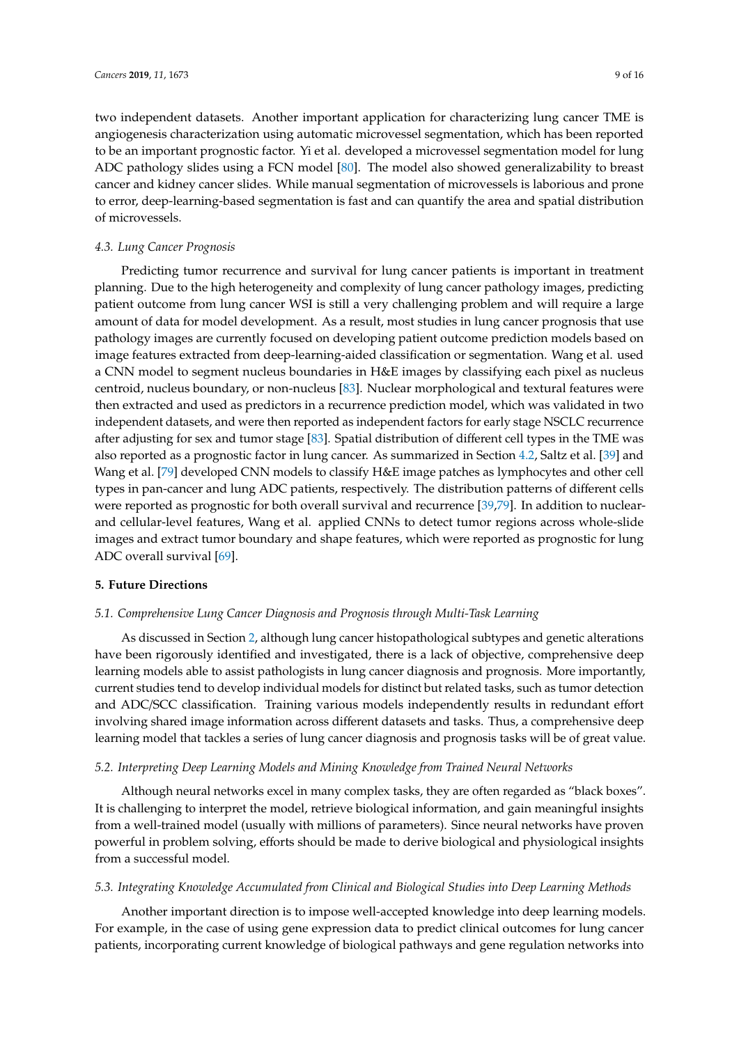two independent datasets. Another important application for characterizing lung cancer TME is angiogenesis characterization using automatic microvessel segmentation, which has been reported to be an important prognostic factor. Yi et al. developed a microvessel segmentation model for lung ADC pathology slides using a FCN model [80]. The model also showed generalizability to breast cancer and kidney cancer slides. While manual segmentation of microvessels is laborious and prone to error, deep-learning-based segmentation is fast and can quantify the area and spatial distribution of microvessels.

### 4.3. Lung Cancer Prognosis

Predicting tumor recurrence and survival for lung cancer patients is important in treatment planning. Due to the high heterogeneity and complexity of lung cancer pathology images, predicting patient outcome from lung cancer WSI is still a very challenging problem and will require a large amount of data for model development. As a result, most studies in lung cancer prognosis that use pathology images are currently focused on developing patient outcome prediction models based on image features extracted from deep-learning-aided classification or segmentation. Wang et al. used a CNN model to segment nucleus boundaries in H&E images by classifying each pixel as nucleus centroid, nucleus boundary, or non-nucleus [83]. Nuclear morphological and textural features were then extracted and used as predictors in a recurrence prediction model, which was validated in two independent datasets, and were then reported as independent factors for early stage NSCLC recurrence after adjusting for sex and tumor stage [83]. Spatial distribution of different cell types in the TME was also reported as a prognostic factor in lung cancer. As summarized in Section 4.2, Saltz et al. [39] and Wang et al. [79] developed CNN models to classify H&E image patches as lymphocytes and other cell types in pan-cancer and lung ADC patients, respectively. The distribution patterns of different cells were reported as prognostic for both overall survival and recurrence [39,79]. In addition to nuclear- and cellular-level features, Wang et al. applied CNNs to detect tumor regions across whole-slide images and extract tumor boundary and shape features, which were reported as prognostic for lung ADC overall survival [69].

## 5. Future Directions

### 5.1. Comprehensive Lung Cancer Diagnosis and Prognosis through Multi-Task Learning

As discussed in Section 2, although lung cancer histopathological subtypes and genetic alterations have been rigorously identified and investigated, there is a lack of objective, comprehensive deep learning models able to assist pathologists in lung cancer diagnosis and prognosis. More importantly, current studies tend to develop individual models for distinct but related tasks, such as tumor detection and ADC/SCC classification. Training various models independently results in redundant effort involving shared image information across different datasets and tasks. Thus, a comprehensive deep learning model that tackles a series of lung cancer diagnosis and prognosis tasks will be of great value.

### 5.2. Interpreting Deep Learning Models and Mining Knowledge from Trained Neural Networks

Although neural networks excel in many complex tasks, they are often regarded as "black boxes". It is challenging to interpret the model, retrieve biological information, and gain meaningful insights from a well-trained model (usually with millions of parameters). Since neural networks have proven powerful in problem solving, efforts should be made to derive biological and physiological insights from a successful model.

### 5.3. Integrating Knowledge Accumulated from Clinical and Biological Studies into Deep Learning Methods

Another important direction is to impose well-accepted knowledge into deep learning models. For example, in the case of using gene expression data to predict clinical outcomes for lung cancer patients, incorporating current knowledge of biological pathways and gene regulation networks into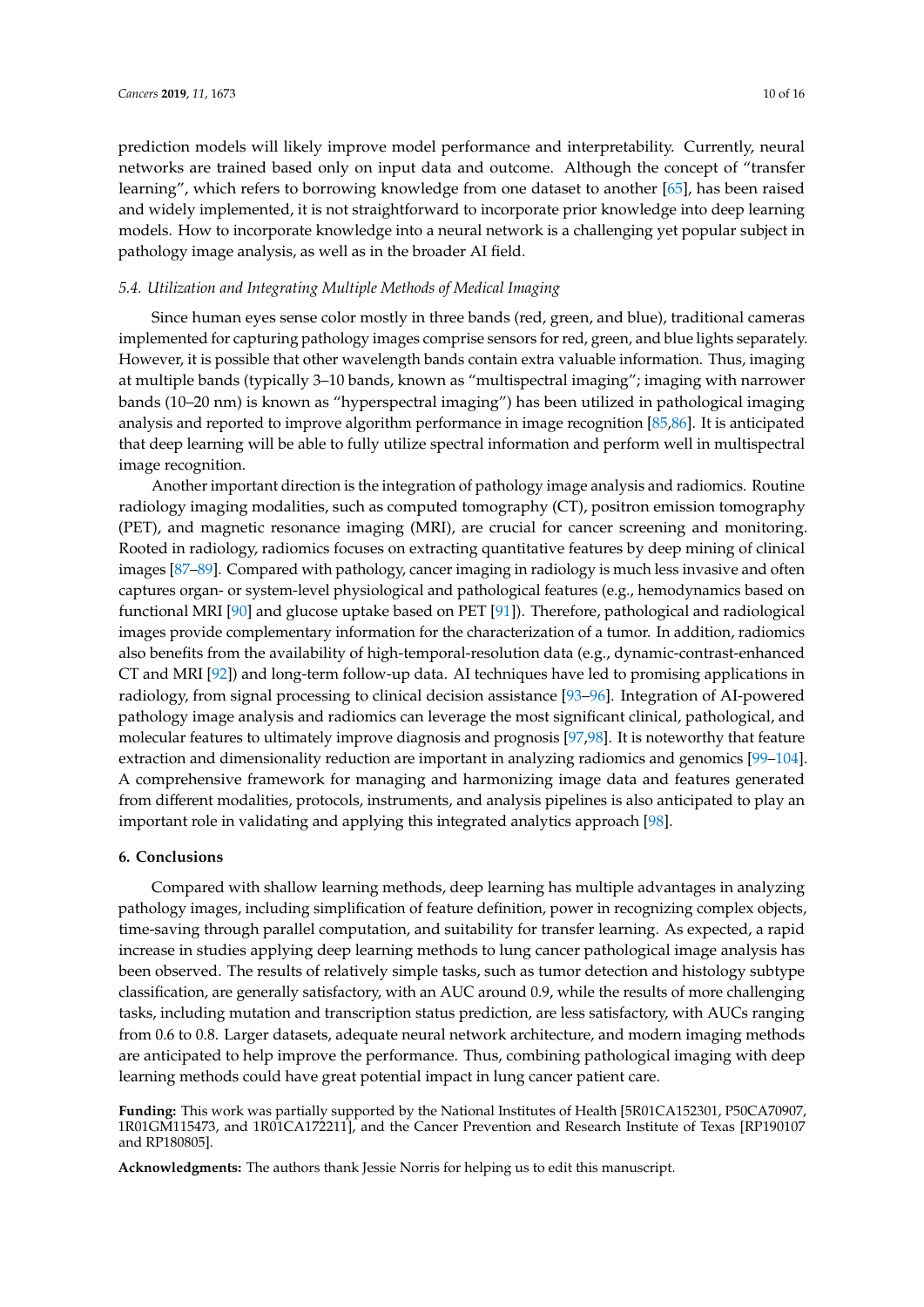prediction models will likely improve model performance and interpretability. Currently, neural networks are trained based only on input data and outcome. Although the concept of "transfer learning", which refers to borrowing knowledge from one dataset to another [65], has been raised and widely implemented, it is not straightforward to incorporate prior knowledge into deep learning models. How to incorporate knowledge into a neural network is a challenging yet popular subject in pathology image analysis, as well as in the broader AI field.

### *5.4. Utilization and Integrating Multiple Methods of Medical Imaging*

Since human eyes sense color mostly in three bands (red, green, and blue), traditional cameras implemented for capturing pathology images comprise sensors for red, green, and blue lights separately. However, it is possible that other wavelength bands contain extra valuable information. Thus, imaging at multiple bands (typically 3–10 bands, known as "multispectral imaging"; imaging with narrower bands (10–20 nm) is known as "hyperspectral imaging") has been utilized in pathological imaging analysis and reported to improve algorithm performance in image recognition [85,86]. It is anticipated that deep learning will be able to fully utilize spectral information and perform well in multispectral image recognition.

Another important direction is the integration of pathology image analysis and radiomics. Routine radiology imaging modalities, such as computed tomography (CT), positron emission tomography (PET), and magnetic resonance imaging (MRI), are crucial for cancer screening and monitoring. Rooted in radiology, radiomics focuses on extracting quantitative features by deep mining of clinical images [87–89]. Compared with pathology, cancer imaging in radiology is much less invasive and often captures organ- or system-level physiological and pathological features (e.g., hemodynamics based on functional MRI [90] and glucose uptake based on PET [91]). Therefore, pathological and radiological images provide complementary information for the characterization of a tumor. In addition, radiomics also benefits from the availability of high-temporal-resolution data (e.g., dynamic-contrast-enhanced CT and MRI [92]) and long-term follow-up data. AI techniques have led to promising applications in radiology, from signal processing to clinical decision assistance [93–96]. Integration of AI-powered pathology image analysis and radiomics can leverage the most significant clinical, pathological, and molecular features to ultimately improve diagnosis and prognosis [97,98]. It is noteworthy that feature extraction and dimensionality reduction are important in analyzing radiomics and genomics [99–104]. A comprehensive framework for managing and harmonizing image data and features generated from different modalities, protocols, instruments, and analysis pipelines is also anticipated to play an important role in validating and applying this integrated analytics approach [98].

## **6. Conclusions**

Compared with shallow learning methods, deep learning has multiple advantages in analyzing pathology images, including simplification of feature definition, power in recognizing complex objects, time-saving through parallel computation, and suitability for transfer learning. As expected, a rapid increase in studies applying deep learning methods to lung cancer pathological image analysis has been observed. The results of relatively simple tasks, such as tumor detection and histology subtype classification, are generally satisfactory, with an AUC around 0.9, while the results of more challenging tasks, including mutation and transcription status prediction, are less satisfactory, with AUCs ranging from 0.6 to 0.8. Larger datasets, adequate neural network architecture, and modern imaging methods are anticipated to help improve the performance. Thus, combining pathological imaging with deep learning methods could have great potential impact in lung cancer patient care.

**Funding:** This work was partially supported by the National Institutes of Health [5R01CA152301, P50CA70907, 1R01GM115473, and 1R01CA172211], and the Cancer Prevention and Research Institute of Texas [RP190107 and RP180805].

**Acknowledgments:** The authors thank Jessie Norris for helping us to edit this manuscript.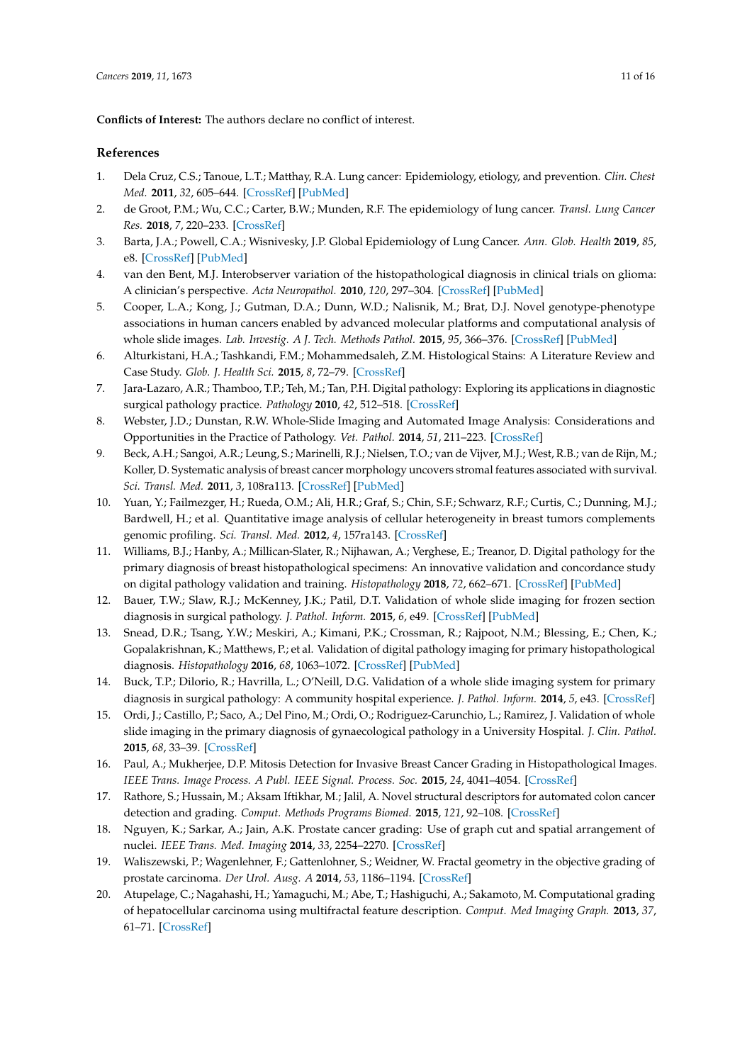**Conflicts of Interest:** The authors declare no conflict of interest.

## References

1. Dela Cruz, C.S.; Tanoue, L.T.; Matthay, R.A. Lung cancer: Epidemiology, etiology, and prevention. *Clin. Chest Med.* **2011**, *32*, 605–644. [CrossRef] [PubMed]
2. de Groot, P.M.; Wu, C.C.; Carter, B.W.; Munden, R.F. The epidemiology of lung cancer. *Transl. Lung Cancer Res.* **2018**, *7*, 220–233. [CrossRef]
3. Barta, J.A.; Powell, C.A.; Wisnivesky, J.P. Global Epidemiology of Lung Cancer. *Ann. Glob. Health* **2019**, *85*, e8. [CrossRef] [PubMed]
4. van den Bent, M.J. Interobserver variation of the histopathological diagnosis in clinical trials on glioma: A clinician's perspective. *Acta Neuropathol.* **2010**, *120*, 297–304. [CrossRef] [PubMed]
5. Cooper, L.A.; Kong, J.; Gutman, D.A.; Dunn, W.D.; Nalisnik, M.; Brat, D.J. Novel genotype-phenotype associations in human cancers enabled by advanced molecular platforms and computational analysis of whole slide images. *Lab. Investig. A J. Tech. Methods Pathol.* **2015**, *95*, 366–376. [CrossRef] [PubMed]
6. Alturkistani, H.A.; Tashkandi, F.M.; Mohammedsaleh, Z.M. Histological Stains: A Literature Review and Case Study. *Glob. J. Health Sci.* **2015**, *8*, 72–79. [CrossRef]
7. Jara-Lazaro, A.R.; Thamboo, T.P.; Teh, M.; Tan, P.H. Digital pathology: Exploring its applications in diagnostic surgical pathology practice. *Pathology* **2010**, *42*, 512–518. [CrossRef]
8. Webster, J.D.; Dunstan, R.W. Whole-Slide Imaging and Automated Image Analysis: Considerations and Opportunities in the Practice of Pathology. *Vet. Pathol.* **2014**, *51*, 211–223. [CrossRef]
9. Beck, A.H.; Sangoi, A.R.; Leung, S.; Marinelli, R.J.; Nielsen, T.O.; van de Vijver, M.J.; West, R.B.; van de Rijn, M.; Koller, D. Systematic analysis of breast cancer morphology uncovers stromal features associated with survival. *Sci. Transl. Med.* **2011**, *3*, 108ra113. [CrossRef] [PubMed]
10. Yuan, Y.; Failmezger, H.; Rueda, O.M.; Ali, H.R.; Graf, S.; Chin, S.F.; Schwarz, R.F.; Curtis, C.; Dunning, M.J.; Bardwell, H.; et al. Quantitative image analysis of cellular heterogeneity in breast tumors complements genomic profiling. *Sci. Transl. Med.* **2012**, *4*, 157ra143. [CrossRef]
11. Williams, B.J.; Hanby, A.; Millican-Slater, R.; Nijhawan, A.; Verghese, E.; Treanor, D. Digital pathology for the primary diagnosis of breast histopathological specimens: An innovative validation and concordance study on digital pathology validation and training. *Histopathology* **2018**, *72*, 662–671. [CrossRef] [PubMed]
12. Bauer, T.W.; Slaw, R.J.; McKenney, J.K.; Patil, D.T. Validation of whole slide imaging for frozen section diagnosis in surgical pathology. *J. Pathol. Inform.* **2015**, *6*, e49. [CrossRef] [PubMed]
13. Snead, D.R.; Tsang, Y.W.; Meskiri, A.; Kimani, P.K.; Crossman, R.; Rajpoot, N.M.; Blessing, E.; Chen, K.; Gopalakrishnan, K.; Matthews, P.; et al. Validation of digital pathology imaging for primary histopathological diagnosis. *Histopathology* **2016**, *68*, 1063–1072. [CrossRef] [PubMed]
14. Buck, T.P.; Dilorio, R.; Havrilla, L.; O'Neill, D.G. Validation of a whole slide imaging system for primary diagnosis in surgical pathology: A community hospital experience. *J. Pathol. Inform.* **2014**, *5*, e43. [CrossRef]
15. Ordi, J.; Castillo, P.; Saco, A.; Del Pino, M.; Ordi, O.; Rodriguez-Carunchio, L.; Ramirez, J. Validation of whole slide imaging in the primary diagnosis of gynaecological pathology in a University Hospital. *J. Clin. Pathol.* **2015**, *68*, 33–39. [CrossRef]
16. Paul, A.; Mukherjee, D.P. Mitosis Detection for Invasive Breast Cancer Grading in Histopathological Images. *IEEE Trans. Image Process. A Publ. IEEE Signal. Process. Soc.* **2015**, *24*, 4041–4054. [CrossRef]
17. Rathore, S.; Hussain, M.; Aksam Iftikhar, M.; Jalil, A. Novel structural descriptors for automated colon cancer detection and grading. *Comput. Methods Programs Biomed.* **2015**, *121*, 92–108. [CrossRef]
18. Nguyen, K.; Sarkar, A.; Jain, A.K. Prostate cancer grading: Use of graph cut and spatial arrangement of nuclei. *IEEE Trans. Med. Imaging* **2014**, *33*, 2254–2270. [CrossRef]
19. Waliszewski, P.; Wagenlehner, F.; Gattenlohner, S.; Weidner, W. Fractal geometry in the objective grading of prostate carcinoma. *Der Urol. Ausg. A* **2014**, *53*, 1186–1194. [CrossRef]
20. Atupelage, C.; Nagahashi, H.; Yamaguchi, M.; Abe, T.; Hashiguchi, A.; Sakamoto, M. Computational grading of hepatocellular carcinoma using multifractal feature description. *Comput. Med Imaging Graph.* **2013**, *37*, 61–71. [CrossRef]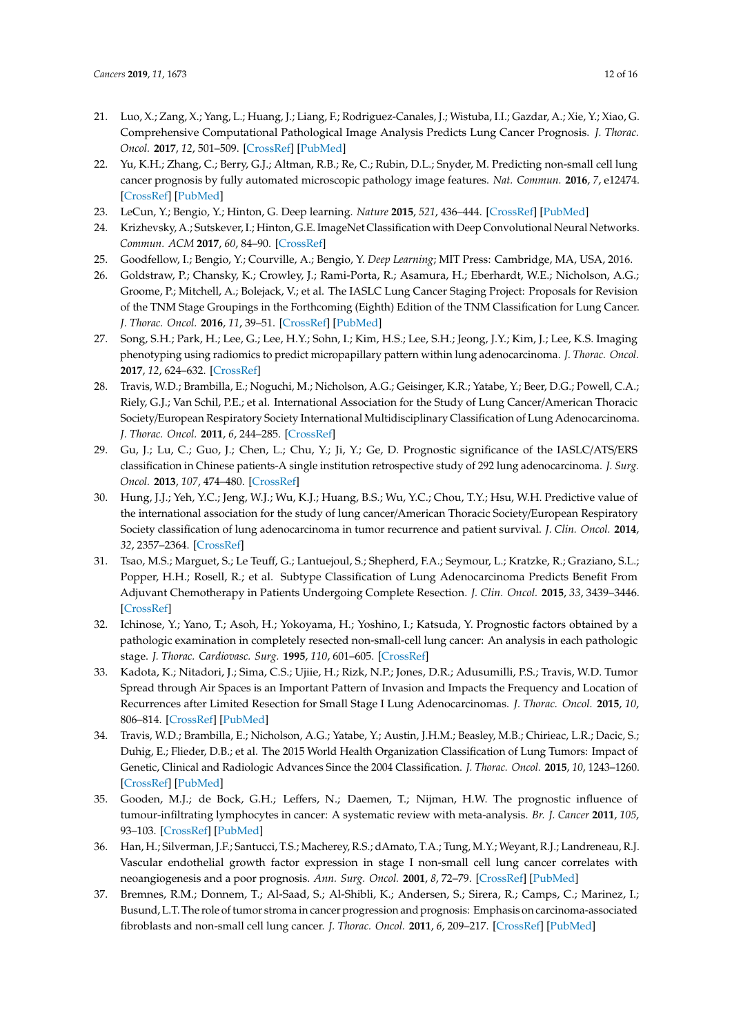21. Luo, X.; Zang, X.; Yang, L.; Huang, J.; Liang, F.; Rodriguez-Canales, J.; Wistuba, I.I.; Gazdar, A.; Xie, Y.; Xiao, G. Comprehensive Computational Pathological Image Analysis Predicts Lung Cancer Prognosis. *J. Thorac. Oncol.* **2017**, *12*, 501–509. [CrossRef] [PubMed]
22. Yu, K.H.; Zhang, C.; Berry, G.J.; Altman, R.B.; Re, C.; Rubin, D.L.; Snyder, M. Predicting non-small cell lung cancer prognosis by fully automated microscopic pathology image features. *Nat. Commun.* **2016**, *7*, e12474. [CrossRef] [PubMed]
23. LeCun, Y.; Bengio, Y.; Hinton, G. Deep learning. *Nature* **2015**, *521*, 436–444. [CrossRef] [PubMed]
24. Krizhevsky, A.; Sutskever, I.; Hinton, G.E. ImageNet Classification with Deep Convolutional Neural Networks. *Commun. ACM* **2017**, *60*, 84–90. [CrossRef]
25. Goodfellow, I.; Bengio, Y.; Courville, A.; Bengio, Y. *Deep Learning*; MIT Press: Cambridge, MA, USA, 2016.
26. Goldstraw, P.; Chansky, K.; Crowley, J.; Rami-Porta, R.; Asamura, H.; Eberhardt, W.E.; Nicholson, A.G.; Groome, P.; Mitchell, A.; Bolejack, V.; et al. The IASLC Lung Cancer Staging Project: Proposals for Revision of the TNM Stage Groupings in the Forthcoming (Eighth) Edition of the TNM Classification for Lung Cancer. *J. Thorac. Oncol.* **2016**, *11*, 39–51. [CrossRef] [PubMed]
27. Song, S.H.; Park, H.; Lee, G.; Lee, H.Y.; Sohn, I.; Kim, H.S.; Lee, S.H.; Jeong, J.Y.; Kim, J.; Lee, K.S. Imaging phenotyping using radiomics to predict micropapillary pattern within lung adenocarcinoma. *J. Thorac. Oncol.* **2017**, *12*, 624–632. [CrossRef]
28. Travis, W.D.; Brambilla, E.; Noguchi, M.; Nicholson, A.G.; Geisinger, K.R.; Yatabe, Y.; Beer, D.G.; Powell, C.A.; Riely, G.J.; Van Schil, P.E.; et al. International Association for the Study of Lung Cancer/American Thoracic Society/European Respiratory Society International Multidisciplinary Classification of Lung Adenocarcinoma. *J. Thorac. Oncol.* **2011**, *6*, 244–285. [CrossRef]
29. Gu, J.; Lu, C.; Guo, J.; Chen, L.; Chu, Y.; Ji, Y.; Ge, D. Prognostic significance of the IASLC/ATS/ERS classification in Chinese patients-A single institution retrospective study of 292 lung adenocarcinoma. *J. Surg. Oncol.* **2013**, *107*, 474–480. [CrossRef]
30. Hung, J.J.; Yeh, Y.C.; Jeng, W.J.; Wu, K.J.; Huang, B.S.; Wu, Y.C.; Chou, T.Y.; Hsu, W.H. Predictive value of the international association for the study of lung cancer/American Thoracic Society/European Respiratory Society classification of lung adenocarcinoma in tumor recurrence and patient survival. *J. Clin. Oncol.* **2014**, *32*, 2357–2364. [CrossRef]
31. Tsao, M.S.; Marguet, S.; Le Teuff, G.; Lantuejoul, S.; Shepherd, F.A.; Seymour, L.; Kratzke, R.; Graziano, S.L.; Popper, H.H.; Rosell, R.; et al. Subtype Classification of Lung Adenocarcinoma Predicts Benefit From Adjuvant Chemotherapy in Patients Undergoing Complete Resection. *J. Clin. Oncol.* **2015**, *33*, 3439–3446. [CrossRef]
32. Ichinose, Y.; Yano, T.; Asoh, H.; Yokoyama, H.; Yoshino, I.; Katsuda, Y. Prognostic factors obtained by a pathologic examination in completely resected non-small-cell lung cancer: An analysis in each pathologic stage. *J. Thorac. Cardiovasc. Surg.* **1995**, *110*, 601–605. [CrossRef]
33. Kadota, K.; Nitadori, J.; Sima, C.S.; Ujiie, H.; Rizk, N.P.; Jones, D.R.; Adusumilli, P.S.; Travis, W.D. Tumor Spread through Air Spaces is an Important Pattern of Invasion and Impacts the Frequency and Location of Recurrences after Limited Resection for Small Stage I Lung Adenocarcinomas. *J. Thorac. Oncol.* **2015**, *10*, 806–814. [CrossRef] [PubMed]
34. Travis, W.D.; Brambilla, E.; Nicholson, A.G.; Yatabe, Y.; Austin, J.H.M.; Beasley, M.B.; Chirieac, L.R.; Dacic, S.; Duhig, E.; Flieder, D.B.; et al. The 2015 World Health Organization Classification of Lung Tumors: Impact of Genetic, Clinical and Radiologic Advances Since the 2004 Classification. *J. Thorac. Oncol.* **2015**, *10*, 1243–1260. [CrossRef] [PubMed]
35. Gooden, M.J.; de Bock, G.H.; Leffers, N.; Daemen, T.; Nijman, H.W. The prognostic influence of tumour-infiltrating lymphocytes in cancer: A systematic review with meta-analysis. *Br. J. Cancer* **2011**, *105*, 93–103. [CrossRef] [PubMed]
36. Han, H.; Silverman, J.F.; Santucci, T.S.; Macherey, R.S.; dAmato, T.A.; Tung, M.Y.; Weyant, R.J.; Landreneau, R.J. Vascular endothelial growth factor expression in stage I non-small cell lung cancer correlates with neoangiogenesis and a poor prognosis. *Ann. Surg. Oncol.* **2001**, *8*, 72–79. [CrossRef] [PubMed]
37. Bremnes, R.M.; Donnem, T.; Al-Saad, S.; Al-Shibli, K.; Andersen, S.; Sirera, R.; Camps, C.; Marinez, I.; Busund, L.T. The role of tumor stroma in cancer progression and prognosis: Emphasis on carcinoma-associated fibroblasts and non-small cell lung cancer. *J. Thorac. Oncol.* **2011**, *6*, 209–217. [CrossRef] [PubMed]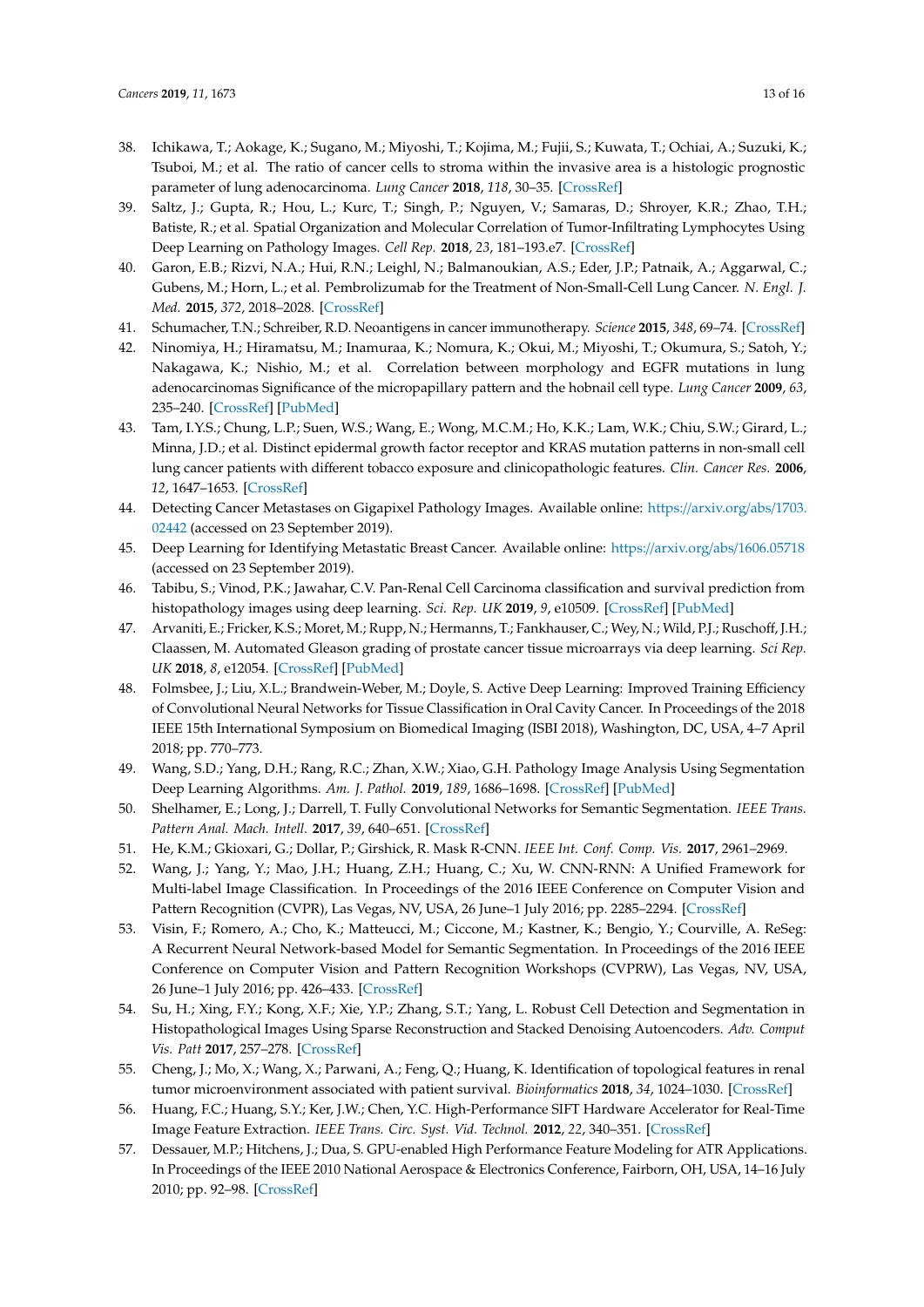38. Ichikawa, T.; Aokage, K.; Sugano, M.; Miyoshi, T.; Kojima, M.; Fujii, S.; Kuwata, T.; Ochiai, A.; Suzuki, K.; Tsuboi, M.; et al. The ratio of cancer cells to stroma within the invasive area is a histologic prognostic parameter of lung adenocarcinoma. *Lung Cancer* **2018**, *118*, 30–35. [CrossRef]
39. Saltz, J.; Gupta, R.; Hou, L.; Kurc, T.; Singh, P.; Nguyen, V.; Samaras, D.; Shroyer, K.R.; Zhao, T.H.; Batiste, R.; et al. Spatial Organization and Molecular Correlation of Tumor-Infiltrating Lymphocytes Using Deep Learning on Pathology Images. *Cell Rep.* **2018**, *23*, 181–193.e7. [CrossRef]
40. Garon, E.B.; Rizvi, N.A.; Hui, R.N.; Leighl, N.; Balmanoukian, A.S.; Eder, J.P.; Patnaik, A.; Aggarwal, C.; Gubens, M.; Horn, L.; et al. Pembrolizumab for the Treatment of Non-Small-Cell Lung Cancer. *N. Engl. J. Med.* **2015**, *372*, 2018–2028. [CrossRef]
41. Schumacher, T.N.; Schreiber, R.D. Neoantigens in cancer immunotherapy. *Science* **2015**, *348*, 69–74. [CrossRef]
42. Ninomiya, H.; Hiramatsu, M.; Inamuraa, K.; Nomura, K.; Okui, M.; Miyoshi, T.; Okumura, S.; Satoh, Y.; Nakagawa, K.; Nishio, M.; et al. Correlation between morphology and EGFR mutations in lung adenocarcinomas Significance of the micropapillary pattern and the hobnail cell type. *Lung Cancer* **2009**, *63*, 235–240. [CrossRef] [PubMed]
43. Tam, I.Y.S.; Chung, L.P.; Suen, W.S.; Wang, E.; Wong, M.C.M.; Ho, K.K.; Lam, W.K.; Chiu, S.W.; Girard, L.; Minna, J.D.; et al. Distinct epidermal growth factor receptor and KRAS mutation patterns in non-small cell lung cancer patients with different tobacco exposure and clinicopathologic features. *Clin. Cancer Res.* **2006**, *12*, 1647–1653. [CrossRef]
44. Detecting Cancer Metastases on Gigapixel Pathology Images. Available online: https://arxiv.org/abs/1703.02442 (accessed on 23 September 2019).
45. Deep Learning for Identifying Metastatic Breast Cancer. Available online: https://arxiv.org/abs/1606.05718 (accessed on 23 September 2019).
46. Tabibu, S.; Vinod, P.K.; Jawahar, C.V. Pan-Renal Cell Carcinoma classification and survival prediction from histopathology images using deep learning. *Sci. Rep. UK* **2019**, *9*, e10509. [CrossRef] [PubMed]
47. Arvaniti, E.; Fricker, K.S.; Moret, M.; Rupp, N.; Hermanns, T.; Fankhauser, C.; Wey, N.; Wild, P.J.; Ruschoff, J.H.; Claassen, M. Automated Gleason grading of prostate cancer tissue microarrays via deep learning. *Sci Rep. UK* **2018**, *8*, e12054. [CrossRef] [PubMed]
48. Folmsbee, J.; Liu, X.L.; Brandwein-Weber, M.; Doyle, S. Active Deep Learning: Improved Training Efficiency of Convolutional Neural Networks for Tissue Classification in Oral Cavity Cancer. In Proceedings of the 2018 IEEE 15th International Symposium on Biomedical Imaging (ISBI 2018), Washington, DC, USA, 4–7 April 2018; pp. 770–773.
49. Wang, S.D.; Yang, D.H.; Rang, R.C.; Zhan, X.W.; Xiao, G.H. Pathology Image Analysis Using Segmentation Deep Learning Algorithms. *Am. J. Pathol.* **2019**, *189*, 1686–1698. [CrossRef] [PubMed]
50. Shelhamer, E.; Long, J.; Darrell, T. Fully Convolutional Networks for Semantic Segmentation. *IEEE Trans. Pattern Anal. Mach. Intell.* **2017**, *39*, 640–651. [CrossRef]
51. He, K.M.; Gkioxari, G.; Dollar, P.; Girshick, R. Mask R-CNN. *IEEE Int. Conf. Comp. Vis.* **2017**, 2961–2969.
52. Wang, J.; Yang, Y.; Mao, J.H.; Huang, Z.H.; Huang, C.; Xu, W. CNN-RNN: A Unified Framework for Multi-label Image Classification. In Proceedings of the 2016 IEEE Conference on Computer Vision and Pattern Recognition (CVPR), Las Vegas, NV, USA, 26 June–1 July 2016; pp. 2285–2294. [CrossRef]
53. Visin, F.; Romero, A.; Cho, K.; Matteucci, M.; Ciccone, M.; Kastner, K.; Bengio, Y.; Courville, A. ReSeg: A Recurrent Neural Network-based Model for Semantic Segmentation. In Proceedings of the 2016 IEEE Conference on Computer Vision and Pattern Recognition Workshops (CVPRW), Las Vegas, NV, USA, 26 June–1 July 2016; pp. 426–433. [CrossRef]
54. Su, H.; Xing, F.Y.; Kong, X.F.; Xie, Y.P.; Zhang, S.T.; Yang, L. Robust Cell Detection and Segmentation in Histopathological Images Using Sparse Reconstruction and Stacked Denoising Autoencoders. *Adv. Comput Vis. Patt* **2017**, 257–278. [CrossRef]
55. Cheng, J.; Mo, X.; Wang, X.; Parwani, A.; Feng, Q.; Huang, K. Identification of topological features in renal tumor microenvironment associated with patient survival. *Bioinformatics* **2018**, *34*, 1024–1030. [CrossRef]
56. Huang, F.C.; Huang, S.Y.; Ker, J.W.; Chen, Y.C. High-Performance SIFT Hardware Accelerator for Real-Time Image Feature Extraction. *IEEE Trans. Circ. Syst. Vid. Technol.* **2012**, *22*, 340–351. [CrossRef]
57. Dessauer, M.P.; Hitchens, J.; Dua, S. GPU-enabled High Performance Feature Modeling for ATR Applications. In Proceedings of the IEEE 2010 National Aerospace & Electronics Conference, Fairborn, OH, USA, 14–16 July 2010; pp. 92–98. [CrossRef]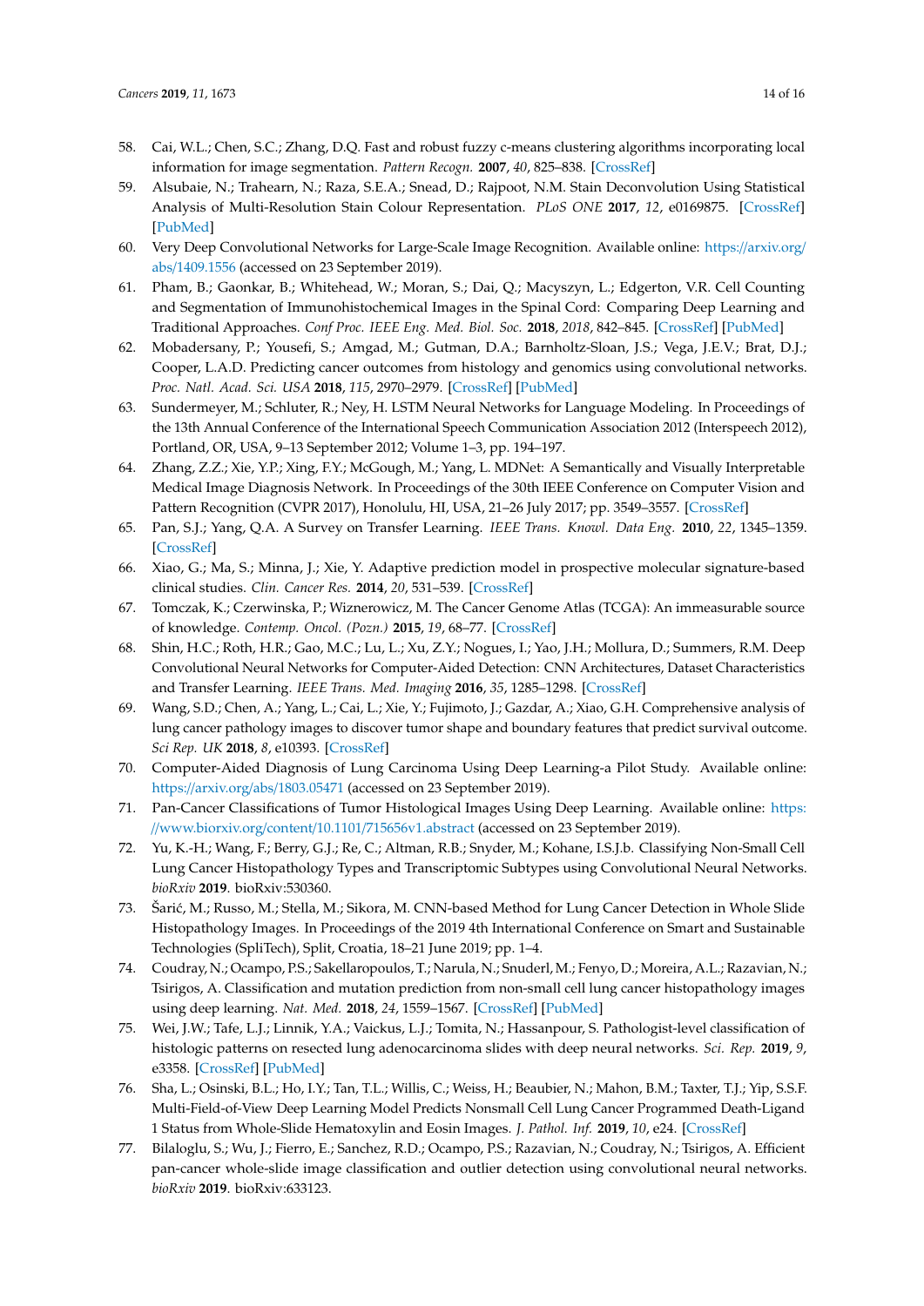58. Cai, W.L.; Chen, S.C.; Zhang, D.Q. Fast and robust fuzzy c-means clustering algorithms incorporating local information for image segmentation. *Pattern Recogn.* **2007**, *40*, 825–838. [CrossRef]
59. Alsubaie, N.; Trahearn, N.; Raza, S.E.A.; Snead, D.; Rajpoot, N.M. Stain Deconvolution Using Statistical Analysis of Multi-Resolution Stain Colour Representation. *PLoS ONE* **2017**, *12*, e0169875. [CrossRef] [PubMed]
60. Very Deep Convolutional Networks for Large-Scale Image Recognition. Available online: https://arxiv.org/abs/1409.1556 (accessed on 23 September 2019).
61. Pham, B.; Gaonkar, B.; Whitehead, W.; Moran, S.; Dai, Q.; Macyszyn, L.; Edgerton, V.R. Cell Counting and Segmentation of Immunohistochemical Images in the Spinal Cord: Comparing Deep Learning and Traditional Approaches. *Conf Proc. IEEE Eng. Med. Biol. Soc.* **2018**, *2018*, 842–845. [CrossRef] [PubMed]
62. Mobadersany, P.; Yousefi, S.; Amgad, M.; Gutman, D.A.; Barnholtz-Sloan, J.S.; Vega, J.E.V.; Brat, D.J.; Cooper, L.A.D. Predicting cancer outcomes from histology and genomics using convolutional networks. *Proc. Natl. Acad. Sci. USA* **2018**, *115*, 2970–2979. [CrossRef] [PubMed]
63. Sundermeyer, M.; Schluter, R.; Ney, H. LSTM Neural Networks for Language Modeling. In Proceedings of the 13th Annual Conference of the International Speech Communication Association 2012 (Interspeech 2012), Portland, OR, USA, 9–13 September 2012; Volume 1–3, pp. 194–197.
64. Zhang, Z.Z.; Xie, Y.P.; Xing, F.Y.; McGough, M.; Yang, L. MDNet: A Semantically and Visually Interpretable Medical Image Diagnosis Network. In Proceedings of the 30th IEEE Conference on Computer Vision and Pattern Recognition (CVPR 2017), Honolulu, HI, USA, 21–26 July 2017; pp. 3549–3557. [CrossRef]
65. Pan, S.J.; Yang, Q.A. A Survey on Transfer Learning. *IEEE Trans. Knowl. Data Eng.* **2010**, *22*, 1345–1359. [CrossRef]
66. Xiao, G.; Ma, S.; Minna, J.; Xie, Y. Adaptive prediction model in prospective molecular signature-based clinical studies. *Clin. Cancer Res.* **2014**, *20*, 531–539. [CrossRef]
67. Tomczak, K.; Czerwinska, P.; Wiznerowicz, M. The Cancer Genome Atlas (TCGA): An immeasurable source of knowledge. *Contemp. Oncol. (Pozn.)* **2015**, *19*, 68–77. [CrossRef]
68. Shin, H.C.; Roth, H.R.; Gao, M.C.; Lu, L.; Xu, Z.Y.; Nogues, I.; Yao, J.H.; Mollura, D.; Summers, R.M. Deep Convolutional Neural Networks for Computer-Aided Detection: CNN Architectures, Dataset Characteristics and Transfer Learning. *IEEE Trans. Med. Imaging* **2016**, *35*, 1285–1298. [CrossRef]
69. Wang, S.D.; Chen, A.; Yang, L.; Cai, L.; Xie, Y.; Fujimoto, J.; Gazdar, A.; Xiao, G.H. Comprehensive analysis of lung cancer pathology images to discover tumor shape and boundary features that predict survival outcome. *Sci Rep. UK* **2018**, *8*, e10393. [CrossRef]
70. Computer-Aided Diagnosis of Lung Carcinoma Using Deep Learning-a Pilot Study. Available online: https://arxiv.org/abs/1803.05471 (accessed on 23 September 2019).
71. Pan-Cancer Classifications of Tumor Histological Images Using Deep Learning. Available online: https://www.biorxiv.org/content/10.1101/715656v1.abstract (accessed on 23 September 2019).
72. Yu, K.-H.; Wang, F.; Berry, G.J.; Re, C.; Altman, R.B.; Snyder, M.; Kohane, I.S.J.b. Classifying Non-Small Cell Lung Cancer Histopathology Types and Transcriptomic Subtypes using Convolutional Neural Networks. *bioRxiv* **2019**. bioRxiv:530360.
73. Šarić, M.; Russo, M.; Stella, M.; Sikora, M. CNN-based Method for Lung Cancer Detection in Whole Slide Histopathology Images. In Proceedings of the 2019 4th International Conference on Smart and Sustainable Technologies (SpliTech), Split, Croatia, 18–21 June 2019; pp. 1–4.
74. Coudray, N.; Ocampo, P.S.; Sakellaropoulos, T.; Narula, N.; Snuderl, M.; Fenyo, D.; Moreira, A.L.; Razavian, N.; Tsirigos, A. Classification and mutation prediction from non-small cell lung cancer histopathology images using deep learning. *Nat. Med.* **2018**, *24*, 1559–1567. [CrossRef] [PubMed]
75. Wei, J.W.; Tafe, L.J.; Linnik, Y.A.; Vaickus, L.J.; Tomita, N.; Hassanpour, S. Pathologist-level classification of histologic patterns on resected lung adenocarcinoma slides with deep neural networks. *Sci. Rep.* **2019**, *9*, e3358. [CrossRef] [PubMed]
76. Sha, L.; Osinski, B.L.; Ho, I.Y.; Tan, T.L.; Willis, C.; Weiss, H.; Beaubier, N.; Mahon, B.M.; Taxter, T.J.; Yip, S.S.F. Multi-Field-of-View Deep Learning Model Predicts Nonsmall Cell Lung Cancer Programmed Death-Ligand 1 Status from Whole-Slide Hematoxylin and Eosin Images. *J. Pathol. Inf.* **2019**, *10*, e24. [CrossRef]
77. Bilaloglu, S.; Wu, J.; Fierro, E.; Sanchez, R.D.; Ocampo, P.S.; Razavian, N.; Coudray, N.; Tsirigos, A. Efficient pan-cancer whole-slide image classification and outlier detection using convolutional neural networks. *bioRxiv* **2019**. bioRxiv:633123.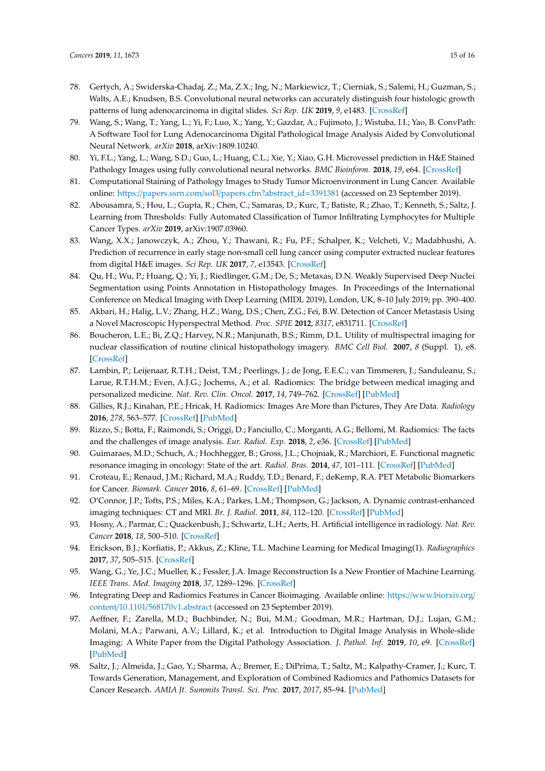78. Gertych, A.; Swiderska-Chadaj, Z.; Ma, Z.X.; Ing, N.; Markiewicz, T.; Cierniak, S.; Salemi, H.; Guzman, S.; Walts, A.E.; Knudsen, B.S. Convolutional neural networks can accurately distinguish four histologic growth patterns of lung adenocarcinoma in digital slides. *Sci Rep. UK* **2019**, *9*, e1483. [CrossRef]
79. Wang, S.; Wang, T.; Yang, L.; Yi, F.; Luo, X.; Yang, Y.; Gazdar, A.; Fujimoto, J.; Wistuba, I.I.; Yao, B. ConvPath: A Software Tool for Lung Adenocarcinoma Digital Pathological Image Analysis Aided by Convolutional Neural Network. *arXiv* **2018**, arXiv:1809.10240.
80. Yi, F.L.; Yang, L.; Wang, S.D.; Guo, L.; Huang, C.L.; Xie, Y.; Xiao, G.H. Microvessel prediction in H&E Stained Pathology Images using fully convolutional neural networks. *BMC Bioinform.* **2018**, *19*, e64. [CrossRef]
81. Computational Staining of Pathology Images to Study Tumor Microenvironment in Lung Cancer. Available online: https://papers.ssrn.com/sol3/papers.cfm?abstract_id=3391381 (accessed on 23 September 2019).
82. Abousamra, S.; Hou, L.; Gupta, R.; Chen, C.; Samaras, D.; Kurc, T.; Batiste, R.; Zhao, T.; Kenneth, S.; Saltz, J. Learning from Thresholds: Fully Automated Classification of Tumor Infiltrating Lymphocytes for Multiple Cancer Types. *arXiv* **2019**, arXiv:1907.03960.
83. Wang, X.X.; Janowczyk, A.; Zhou, Y.; Thawani, R.; Fu, P.F.; Schalper, K.; Velcheti, V.; Madabhushi, A. Prediction of recurrence in early stage non-small cell lung cancer using computer extracted nuclear features from digital H&E images. *Sci Rep. UK* **2017**, *7*, e13543. [CrossRef]
84. Qu, H.; Wu, P.; Huang, Q.; Yi, J.; Riedlinger, G.M.; De, S.; Metaxas, D.N. Weakly Supervised Deep Nuclei Segmentation using Points Annotation in Histopathology Images. In Proceedings of the International Conference on Medical Imaging with Deep Learning (MIDL 2019), London, UK, 8–10 July 2019; pp. 390–400.
85. Akbari, H.; Halig, L.V.; Zhang, H.Z.; Wang, D.S.; Chen, Z.G.; Fei, B.W. Detection of Cancer Metastasis Using a Novel Macroscopic Hyperspectral Method. *Proc. SPIE* **2012**, *8317*, e831711. [CrossRef]
86. Boucheron, L.E.; Bi, Z.Q.; Harvey, N.R.; Manjunath, B.S.; Rimm, D.L. Utility of multispectral imaging for nuclear classification of routine clinical histopathology imagery. *BMC Cell Biol.* **2007**, *8* (Suppl. 1), e8. [CrossRef]
87. Lambin, P.; Leijenaar, R.T.H.; Deist, T.M.; Peerlings, J.; de Jong, E.E.C.; van Timmeren, J.; Sanduleanu, S.; Larue, R.T.H.M.; Even, A.J.G.; Jochems, A.; et al. Radiomics: The bridge between medical imaging and personalized medicine. *Nat. Rev. Clin. Oncol.* **2017**, *14*, 749–762. [CrossRef] [PubMed]
88. Gillies, R.J.; Kinahan, P.E.; Hricak, H. Radiomics: Images Are More than Pictures, They Are Data. *Radiology* **2016**, *278*, 563–577. [CrossRef] [PubMed]
89. Rizzo, S.; Botta, F.; Raimondi, S.; Origgi, D.; Fanciullo, C.; Morganti, A.G.; Bellomi, M. Radiomics: The facts and the challenges of image analysis. *Eur. Radiol. Exp.* **2018**, *2*, e36. [CrossRef] [PubMed]
90. Guimaraes, M.D.; Schuch, A.; Hochhegger, B.; Gross, J.L.; Chojniak, R.; Marchiori, E. Functional magnetic resonance imaging in oncology: State of the art. *Radiol. Bras.* **2014**, *47*, 101–111. [CrossRef] [PubMed]
91. Croteau, E.; Renaud, J.M.; Richard, M.A.; Ruddy, T.D.; Benard, F.; deKemp, R.A. PET Metabolic Biomarkers for Cancer. *Biomark. Cancer* **2016**, *8*, 61–69. [CrossRef] [PubMed]
92. O'Connor, J.P.; Tofts, P.S.; Miles, K.A.; Parkes, L.M.; Thompson, G.; Jackson, A. Dynamic contrast-enhanced imaging techniques: CT and MRI. *Br. J. Radiol.* **2011**, *84*, 112–120. [CrossRef] [PubMed]
93. Hosny, A.; Parmar, C.; Quackenbush, J.; Schwartz, L.H.; Aerts, H. Artificial intelligence in radiology. *Nat. Rev. Cancer* **2018**, *18*, 500–510. [CrossRef]
94. Erickson, B.J.; Korfiatis, P.; Akkus, Z.; Kline, T.L. Machine Learning for Medical Imaging(1). *Radiographics* **2017**, *37*, 505–515. [CrossRef]
95. Wang, G.; Ye, J.C.; Mueller, K.; Fessler, J.A. Image Reconstruction Is a New Frontier of Machine Learning. *IEEE Trans. Med. Imaging* **2018**, *37*, 1289–1296. [CrossRef]
96. Integrating Deep and Radiomics Features in Cancer Bioimaging. Available online: https://www.biorxiv.org/content/10.1101/568170v1.abstract (accessed on 23 September 2019).
97. Aeffner, F.; Zarella, M.D.; Buchbinder, N.; Bui, M.M.; Goodman, M.R.; Hartman, D.J.; Lujan, G.M.; Molani, M.A.; Parwani, A.V.; Lillard, K.; et al. Introduction to Digital Image Analysis in Whole-slide Imaging: A White Paper from the Digital Pathology Association. *J. Pathol. Inf.* **2019**, *10*, e9. [CrossRef] [PubMed]
98. Saltz, J.; Almeida, J.; Gao, Y.; Sharma, A.; Bremer, E.; DiPrima, T.; Saltz, M.; Kalpathy-Cramer, J.; Kurc, T. Towards Generation, Management, and Exploration of Combined Radiomics and Pathomics Datasets for Cancer Research. *AMIA Jt. Summits Transl. Sci. Proc.* **2017**, *2017*, 85–94. [PubMed]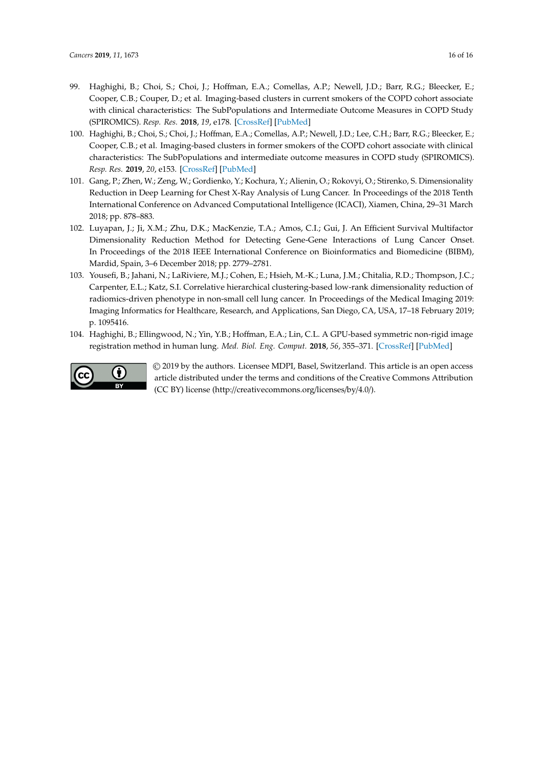99. Haghighi, B.; Choi, S.; Choi, J.; Hoffman, E.A.; Comellas, A.P.; Newell, J.D.; Barr, R.G.; Bleecker, E.; Cooper, C.B.; Couper, D.; et al. Imaging-based clusters in current smokers of the COPD cohort associate with clinical characteristics: The SubPopulations and Intermediate Outcome Measures in COPD Study (SPIROMICS). *Resp. Res.* **2018**, *19*, e178. [CrossRef] [PubMed]
100. Haghighi, B.; Choi, S.; Choi, J.; Hoffman, E.A.; Comellas, A.P.; Newell, J.D.; Lee, C.H.; Barr, R.G.; Bleecker, E.; Cooper, C.B.; et al. Imaging-based clusters in former smokers of the COPD cohort associate with clinical characteristics: The SubPopulations and intermediate outcome measures in COPD study (SPIROMICS). *Resp. Res.* **2019**, *20*, e153. [CrossRef] [PubMed]
101. Gang, P.; Zhen, W.; Zeng, W.; Gordienko, Y.; Kochura, Y.; Alienin, O.; Rokovyi, O.; Stirenko, S. Dimensionality Reduction in Deep Learning for Chest X-Ray Analysis of Lung Cancer. In Proceedings of the 2018 Tenth International Conference on Advanced Computational Intelligence (ICACI), Xiamen, China, 29–31 March 2018; pp. 878–883.
102. Luyapan, J.; Ji, X.M.; Zhu, D.K.; MacKenzie, T.A.; Amos, C.I.; Gui, J. An Efficient Survival Multifactor Dimensionality Reduction Method for Detecting Gene-Gene Interactions of Lung Cancer Onset. In Proceedings of the 2018 IEEE International Conference on Bioinformatics and Biomedicine (BIBM), Mardid, Spain, 3–6 December 2018; pp. 2779–2781.
103. Yousefi, B.; Jahani, N.; LaRiviere, M.J.; Cohen, E.; Hsieh, M.-K.; Luna, J.M.; Chitalia, R.D.; Thompson, J.C.; Carpenter, E.L.; Katz, S.I. Correlative hierarchical clustering-based low-rank dimensionality reduction of radiomics-driven phenotype in non-small cell lung cancer. In Proceedings of the Medical Imaging 2019: Imaging Informatics for Healthcare, Research, and Applications, San Diego, CA, USA, 17–18 February 2019; p. 1095416.
104. Haghighi, B.; Ellingwood, N.; Yin, Y.B.; Hoffman, E.A.; Lin, C.L. A GPU-based symmetric non-rigid image registration method in human lung. *Med. Biol. Eng. Comput.* **2018**, *56*, 355–371. [CrossRef] [PubMed]

© 2019 by the authors. Licensee MDPI, Basel, Switzerland. This article is an open access article distributed under the terms and conditions of the Creative Commons Attribution (CC BY) license (http://creativecommons.org/licenses/by/4.0/).